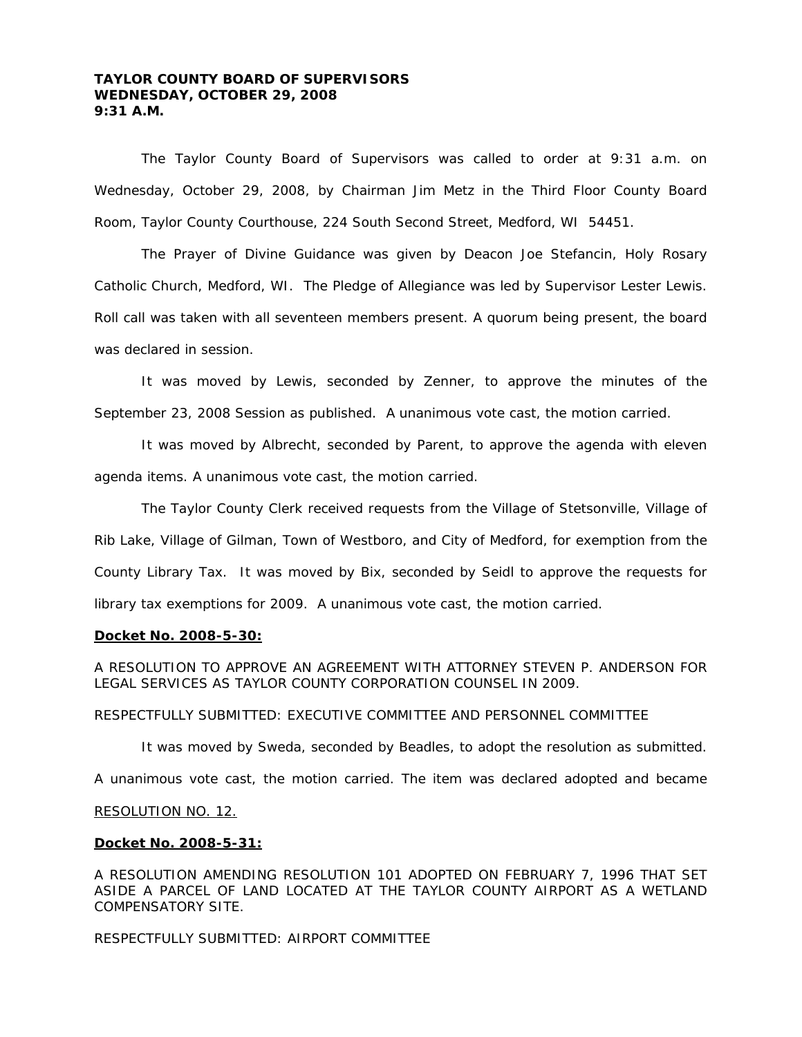**TAYLOR COUNTY BOARD OF SUPERVISORS**
**WEDNESDAY, OCTOBER 29, 2008**
**9:31 A.M.**

The Taylor County Board of Supervisors was called to order at 9:31 a.m. on Wednesday, October 29, 2008, by Chairman Jim Metz in the Third Floor County Board Room, Taylor County Courthouse, 224 South Second Street, Medford, WI 54451.

The Prayer of Divine Guidance was given by Deacon Joe Stefancin, Holy Rosary Catholic Church, Medford, WI. The Pledge of Allegiance was led by Supervisor Lester Lewis. Roll call was taken with all seventeen members present. A quorum being present, the board was declared in session.

It was moved by Lewis, seconded by Zenner, to approve the minutes of the September 23, 2008 Session as published. A unanimous vote cast, the motion carried.

It was moved by Albrecht, seconded by Parent, to approve the agenda with eleven agenda items. A unanimous vote cast, the motion carried.

The Taylor County Clerk received requests from the Village of Stetsonville, Village of Rib Lake, Village of Gilman, Town of Westboro, and City of Medford, for exemption from the County Library Tax. It was moved by Bix, seconded by Seidl to approve the requests for library tax exemptions for 2009. A unanimous vote cast, the motion carried.

**Docket No. 2008-5-30:**

A RESOLUTION TO APPROVE AN AGREEMENT WITH ATTORNEY STEVEN P. ANDERSON FOR LEGAL SERVICES AS TAYLOR COUNTY CORPORATION COUNSEL IN 2009.

RESPECTFULLY SUBMITTED: EXECUTIVE COMMITTEE AND PERSONNEL COMMITTEE

It was moved by Sweda, seconded by Beadles, to adopt the resolution as submitted. A unanimous vote cast, the motion carried. The item was declared adopted and became RESOLUTION NO. 12.

**Docket No. 2008-5-31:**

A RESOLUTION AMENDING RESOLUTION 101 ADOPTED ON FEBRUARY 7, 1996 THAT SET ASIDE A PARCEL OF LAND LOCATED AT THE TAYLOR COUNTY AIRPORT AS A WETLAND COMPENSATORY SITE.

RESPECTFULLY SUBMITTED: AIRPORT COMMITTEE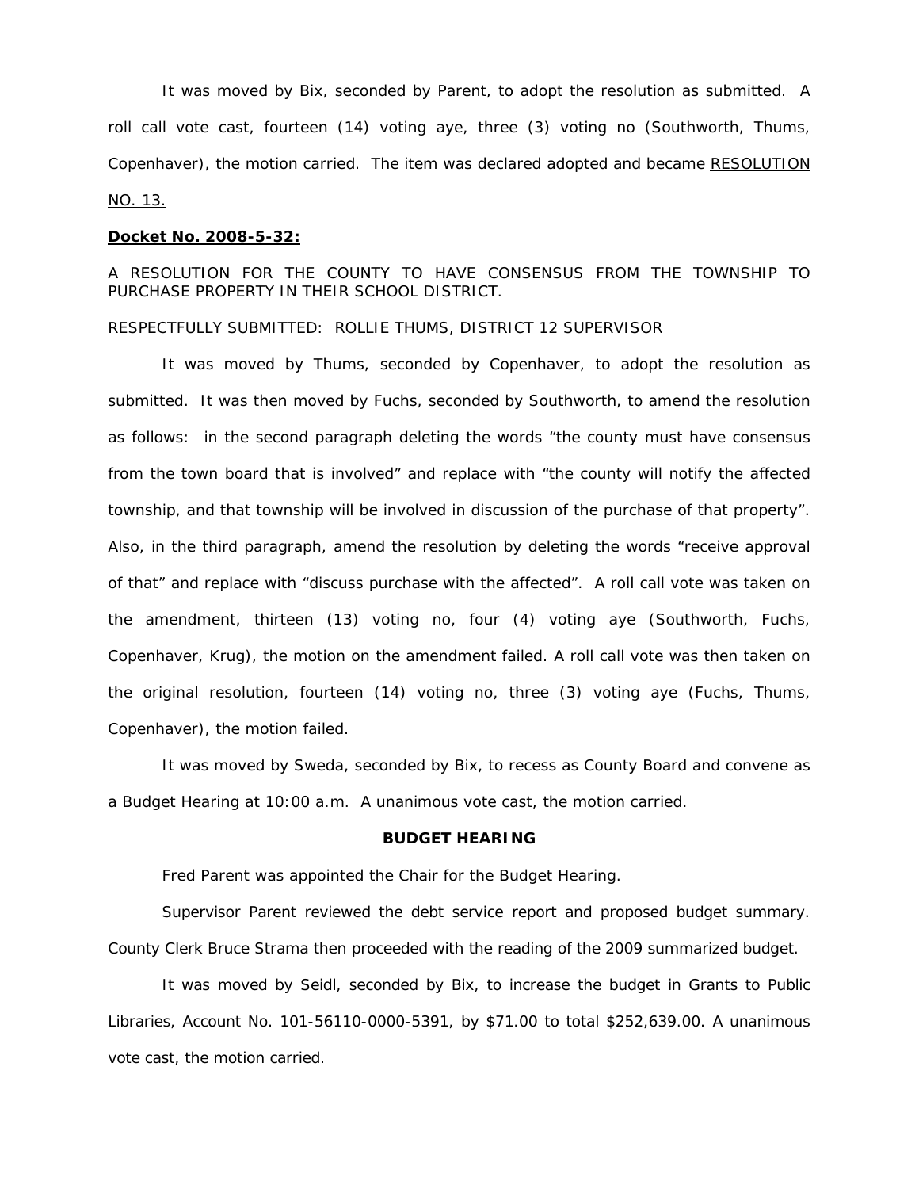It was moved by Bix, seconded by Parent, to adopt the resolution as submitted. A roll call vote cast, fourteen (14) voting aye, three (3) voting no (Southworth, Thums, Copenhaver), the motion carried. The item was declared adopted and became RESOLUTION NO. 13.

**Docket No. 2008-5-32:**

A RESOLUTION FOR THE COUNTY TO HAVE CONSENSUS FROM THE TOWNSHIP TO PURCHASE PROPERTY IN THEIR SCHOOL DISTRICT.

RESPECTFULLY SUBMITTED: ROLLIE THUMS, DISTRICT 12 SUPERVISOR

It was moved by Thums, seconded by Copenhaver, to adopt the resolution as submitted. It was then moved by Fuchs, seconded by Southworth, to amend the resolution as follows: in the second paragraph deleting the words "the county must have consensus from the town board that is involved" and replace with "the county will notify the affected township, and that township will be involved in discussion of the purchase of that property". Also, in the third paragraph, amend the resolution by deleting the words "receive approval of that" and replace with "discuss purchase with the affected". A roll call vote was taken on the amendment, thirteen (13) voting no, four (4) voting aye (Southworth, Fuchs, Copenhaver, Krug), the motion on the amendment failed. A roll call vote was then taken on the original resolution, fourteen (14) voting no, three (3) voting aye (Fuchs, Thums, Copenhaver), the motion failed.

It was moved by Sweda, seconded by Bix, to recess as County Board and convene as a Budget Hearing at 10:00 a.m. A unanimous vote cast, the motion carried.

**BUDGET HEARING**

Fred Parent was appointed the Chair for the Budget Hearing.

Supervisor Parent reviewed the debt service report and proposed budget summary. County Clerk Bruce Strama then proceeded with the reading of the 2009 summarized budget.

It was moved by Seidl, seconded by Bix, to increase the budget in Grants to Public Libraries, Account No. 101-56110-0000-5391, by $71.00 to total $252,639.00. A unanimous vote cast, the motion carried.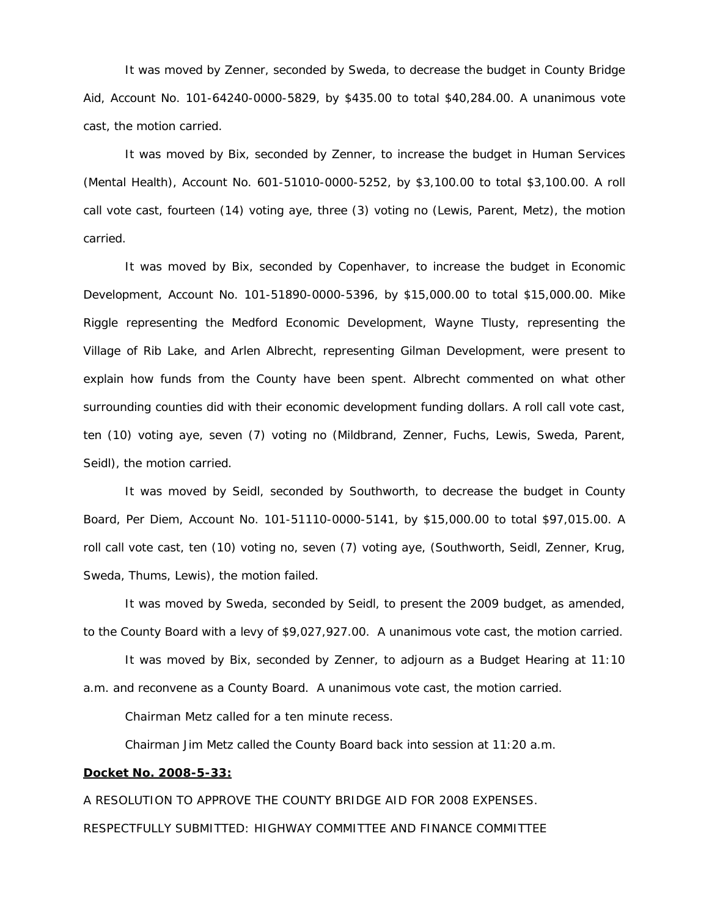It was moved by Zenner, seconded by Sweda, to decrease the budget in County Bridge Aid, Account No. 101-64240-0000-5829, by $435.00 to total $40,284.00. A unanimous vote cast, the motion carried.

It was moved by Bix, seconded by Zenner, to increase the budget in Human Services (Mental Health), Account No. 601-51010-0000-5252, by $3,100.00 to total $3,100.00. A roll call vote cast, fourteen (14) voting aye, three (3) voting no (Lewis, Parent, Metz), the motion carried.

It was moved by Bix, seconded by Copenhaver, to increase the budget in Economic Development, Account No. 101-51890-0000-5396, by $15,000.00 to total $15,000.00. Mike Riggle representing the Medford Economic Development, Wayne Tlusty, representing the Village of Rib Lake, and Arlen Albrecht, representing Gilman Development, were present to explain how funds from the County have been spent. Albrecht commented on what other surrounding counties did with their economic development funding dollars. A roll call vote cast, ten (10) voting aye, seven (7) voting no (Mildbrand, Zenner, Fuchs, Lewis, Sweda, Parent, Seidl), the motion carried.

It was moved by Seidl, seconded by Southworth, to decrease the budget in County Board, Per Diem, Account No. 101-51110-0000-5141, by $15,000.00 to total $97,015.00. A roll call vote cast, ten (10) voting no, seven (7) voting aye, (Southworth, Seidl, Zenner, Krug, Sweda, Thums, Lewis), the motion failed.

It was moved by Sweda, seconded by Seidl, to present the 2009 budget, as amended, to the County Board with a levy of $9,027,927.00. A unanimous vote cast, the motion carried.

It was moved by Bix, seconded by Zenner, to adjourn as a Budget Hearing at 11:10 a.m. and reconvene as a County Board. A unanimous vote cast, the motion carried.

Chairman Metz called for a ten minute recess.

Chairman Jim Metz called the County Board back into session at 11:20 a.m.

**Docket No. 2008-5-33:**

A RESOLUTION TO APPROVE THE COUNTY BRIDGE AID FOR 2008 EXPENSES.

RESPECTFULLY SUBMITTED: HIGHWAY COMMITTEE AND FINANCE COMMITTEE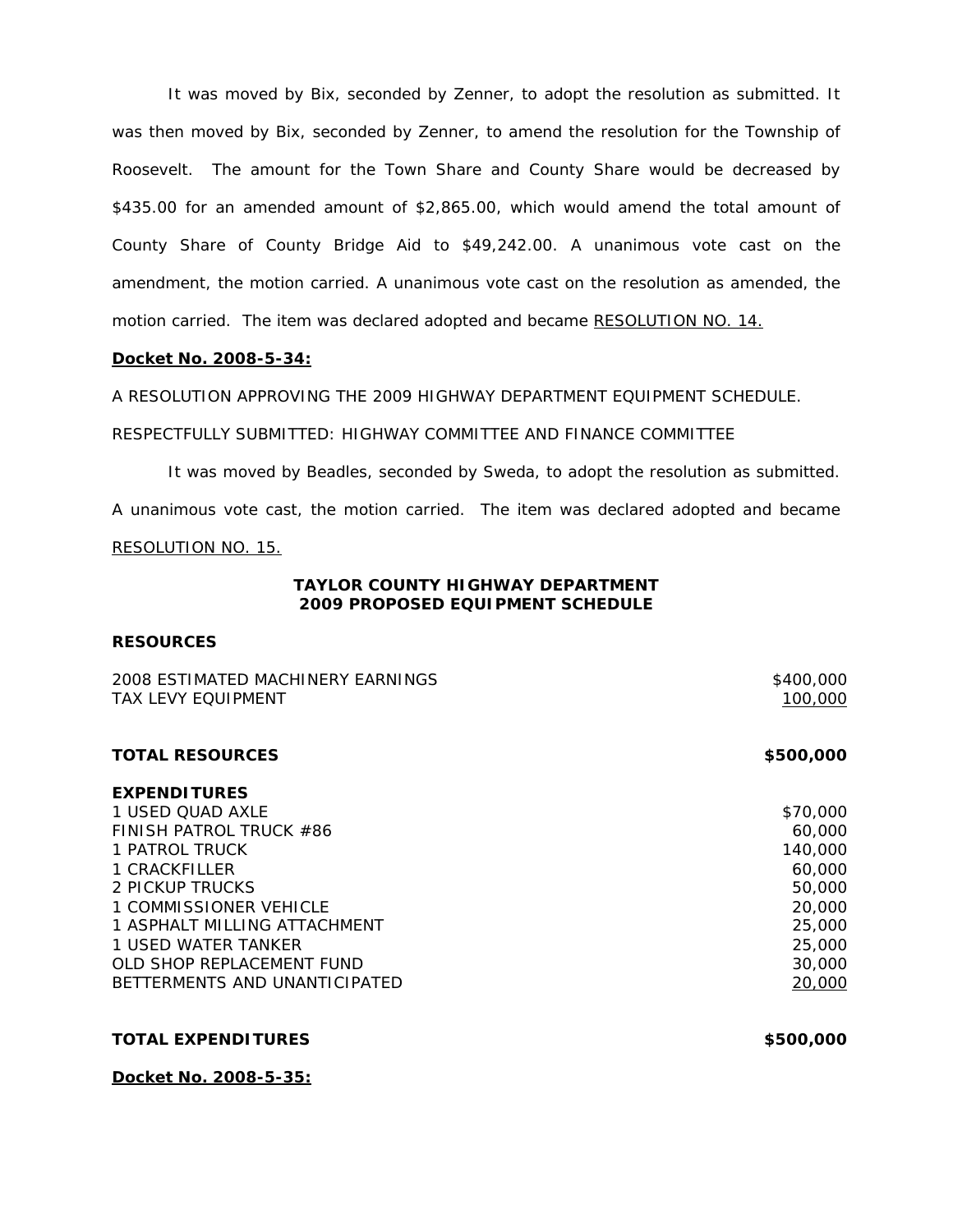It was moved by Bix, seconded by Zenner, to adopt the resolution as submitted. It was then moved by Bix, seconded by Zenner, to amend the resolution for the Township of Roosevelt. The amount for the Town Share and County Share would be decreased by $435.00 for an amended amount of $2,865.00, which would amend the total amount of County Share of County Bridge Aid to $49,242.00. A unanimous vote cast on the amendment, the motion carried. A unanimous vote cast on the resolution as amended, the motion carried. The item was declared adopted and became RESOLUTION NO. 14.

**Docket No. 2008-5-34:**

A RESOLUTION APPROVING THE 2009 HIGHWAY DEPARTMENT EQUIPMENT SCHEDULE.

RESPECTFULLY SUBMITTED: HIGHWAY COMMITTEE AND FINANCE COMMITTEE

It was moved by Beadles, seconded by Sweda, to adopt the resolution as submitted. A unanimous vote cast, the motion carried. The item was declared adopted and became RESOLUTION NO. 15.

**TAYLOR COUNTY HIGHWAY DEPARTMENT**
**2009 PROPOSED EQUIPMENT SCHEDULE**

**RESOURCES**

| | |
|---|---|
| 2008 ESTIMATED MACHINERY EARNINGS | $400,000 |
| TAX LEVY EQUIPMENT | 100,000 |
| **TOTAL RESOURCES** | **$500,000** |

**EXPENDITURES**

| | |
|---|---|
| 1 USED QUAD AXLE | $70,000 |
| FINISH PATROL TRUCK #86 | 60,000 |
| 1 PATROL TRUCK | 140,000 |
| 1 CRACKFILLER | 60,000 |
| 2 PICKUP TRUCKS | 50,000 |
| 1 COMMISSIONER VEHICLE | 20,000 |
| 1 ASPHALT MILLING ATTACHMENT | 25,000 |
| 1 USED WATER TANKER | 25,000 |
| OLD SHOP REPLACEMENT FUND | 30,000 |
| BETTERMENTS AND UNANTICIPATED | 20,000 |
| **TOTAL EXPENDITURES** | **$500,000** |

**Docket No. 2008-5-35:**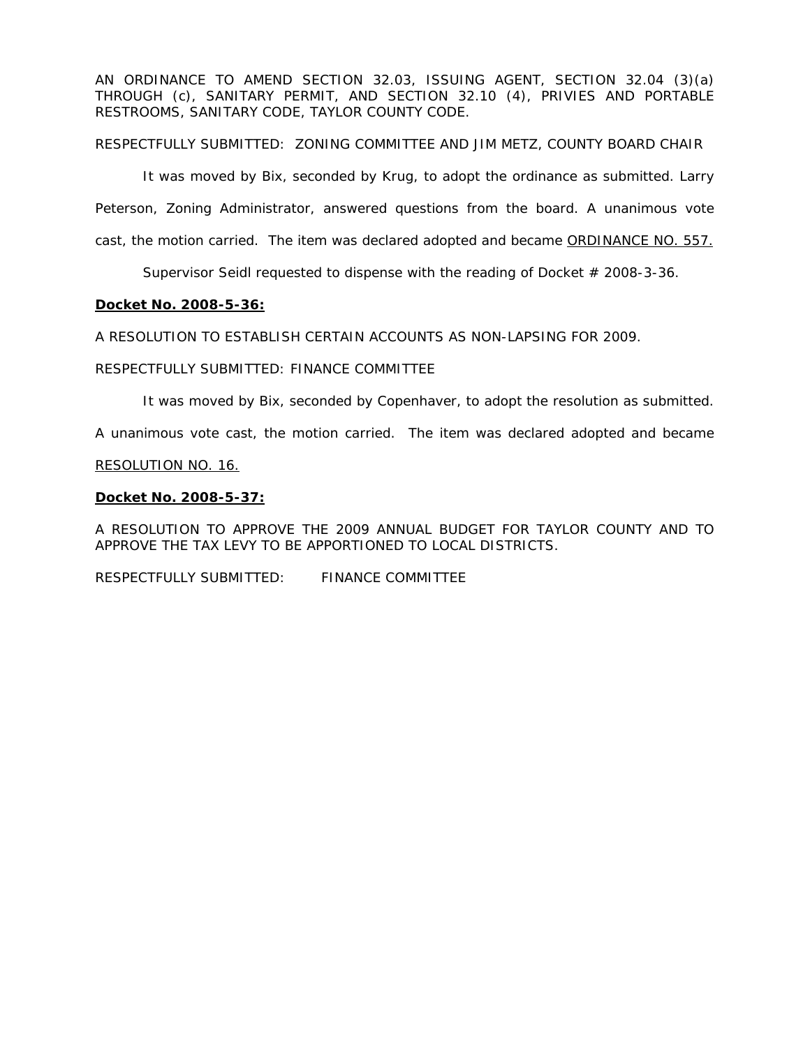AN ORDINANCE TO AMEND SECTION 32.03, ISSUING AGENT, SECTION 32.04 (3)(a) THROUGH (c), SANITARY PERMIT, AND SECTION 32.10 (4), PRIVIES AND PORTABLE RESTROOMS, SANITARY CODE, TAYLOR COUNTY CODE.

RESPECTFULLY SUBMITTED: ZONING COMMITTEE AND JIM METZ, COUNTY BOARD CHAIR

It was moved by Bix, seconded by Krug, to adopt the ordinance as submitted. Larry Peterson, Zoning Administrator, answered questions from the board. A unanimous vote cast, the motion carried. The item was declared adopted and became <u>ORDINANCE NO. 557.</u>

Supervisor Seidl requested to dispense with the reading of Docket # 2008-3-36.

**Docket No. 2008-5-36:**

A RESOLUTION TO ESTABLISH CERTAIN ACCOUNTS AS NON-LAPSING FOR 2009.

RESPECTFULLY SUBMITTED: FINANCE COMMITTEE

It was moved by Bix, seconded by Copenhaver, to adopt the resolution as submitted. A unanimous vote cast, the motion carried. The item was declared adopted and became <u>RESOLUTION NO. 16.</u>

**Docket No. 2008-5-37:**

A RESOLUTION TO APPROVE THE 2009 ANNUAL BUDGET FOR TAYLOR COUNTY AND TO APPROVE THE TAX LEVY TO BE APPORTIONED TO LOCAL DISTRICTS.

RESPECTFULLY SUBMITTED: FINANCE COMMITTEE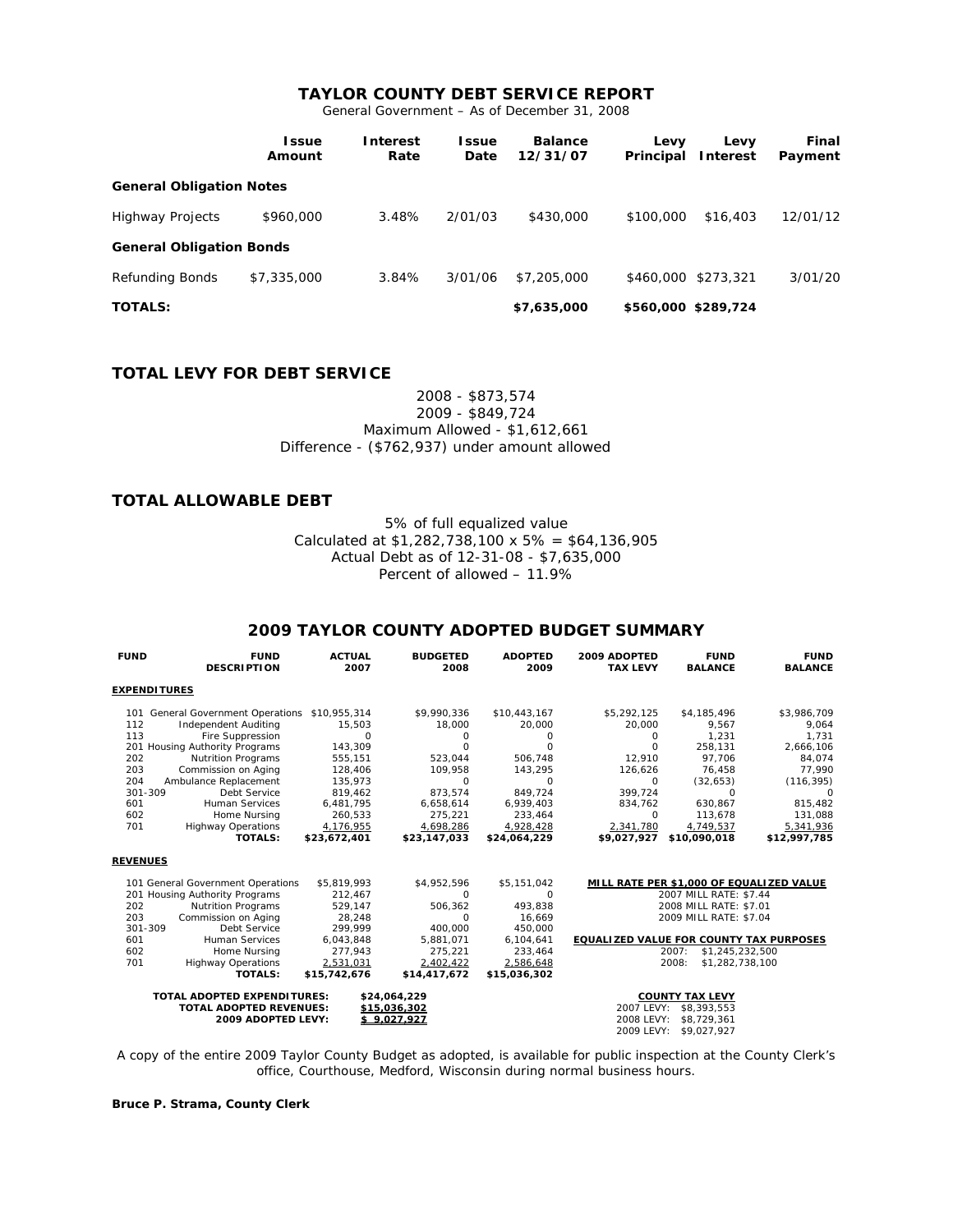# TAYLOR COUNTY DEBT SERVICE REPORT

General Government – As of December 31, 2008

| | Issue Amount | Interest Rate | Issue Date | Balance 12/31/07 | Levy Principal | Levy Interest | Final Payment |
|---|---|---|---|---|---|---|---|
| **General Obligation Notes** | | | | | | | |
| Highway Projects | $960,000 | 3.48% | 2/01/03 | $430,000 | $100,000 | $16,403 | 12/01/12 |
| **General Obligation Bonds** | | | | | | | |
| Refunding Bonds | $7,335,000 | 3.84% | 3/01/06 | $7,205,000 | $460,000 | $273,321 | 3/01/20 |
| **TOTALS:** | | | | **$7,635,000** | **$560,000** | **$289,724** | |

## TOTAL LEVY FOR DEBT SERVICE

2008 - $873,574
2009 - $849,724
Maximum Allowed - $1,612,661
Difference - ($762,937) under amount allowed

## TOTAL ALLOWABLE DEBT

5% of full equalized value
Calculated at $1,282,738,100 x 5% = $64,136,905
Actual Debt as of 12-31-08 - $7,635,000
Percent of allowed – 11.9%

## 2009 TAYLOR COUNTY ADOPTED BUDGET SUMMARY

| FUND | FUND DESCRIPTION | ACTUAL 2007 | BUDGETED 2008 | ADOPTED 2009 | 2009 ADOPTED TAX LEVY | FUND BALANCE | FUND BALANCE |
|---|---|---|---|---|---|---|---|
| **EXPENDITURES** | | | | | | | |
| 101 | General Government Operations | $10,955,314 | $9,990,336 | $10,443,167 | $5,292,125 | $4,185,496 | $3,986,709 |
| 112 | Independent Auditing | 15,503 | 18,000 | 20,000 | 20,000 | 9,567 | 9,064 |
| 113 | Fire Suppression | 0 | 0 | 0 | 0 | 1,231 | 1,731 |
| 201 | Housing Authority Programs | 143,309 | 0 | 0 | 0 | 258,131 | 2,666,106 |
| 202 | Nutrition Programs | 555,151 | 523,044 | 506,748 | 12,910 | 97,706 | 84,074 |
| 203 | Commission on Aging | 128,406 | 109,958 | 143,295 | 126,626 | 76,458 | 77,990 |
| 204 | Ambulance Replacement | 135,973 | 0 | 0 | 0 | (32,653) | (116,395) |
| 301-309 | Debt Service | 819,462 | 873,574 | 849,724 | 399,724 | 0 | 0 |
| 601 | Human Services | 6,481,795 | 6,658,614 | 6,939,403 | 834,762 | 630,867 | 815,482 |
| 602 | Home Nursing | 260,533 | 275,221 | 233,464 | 0 | 113,678 | 131,088 |
| 701 | Highway Operations | 4,176,955 | 4,698,286 | 4,928,428 | 2,341,780 | 4,749,537 | 5,341,936 |
| | **TOTALS:** | **$23,672,401** | **$23,147,033** | **$24,064,229** | **$9,027,927** | **$10,090,018** | **$12,997,785** |

| FUND | FUND DESCRIPTION | ACTUAL 2007 | BUDGETED 2008 | ADOPTED 2009 |
|---|---|---|---|---|
| **REVENUES** | | | | |
| 101 | General Government Operations | $5,819,993 | $4,952,596 | $5,151,042 |
| 201 | Housing Authority Programs | 212,467 | 0 | 0 |
| 202 | Nutrition Programs | 529,147 | 506,362 | 493,838 |
| 203 | Commission on Aging | 28,248 | 0 | 16,669 |
| 301-309 | Debt Service | 299,999 | 400,000 | 450,000 |
| 601 | Human Services | 6,043,848 | 5,881,071 | 6,104,641 |
| 602 | Home Nursing | 277,943 | 275,221 | 233,464 |
| 701 | Highway Operations | 2,531,031 | 2,402,422 | 2,586,648 |
| | **TOTALS:** | **$15,742,676** | **$14,417,672** | **$15,036,302** |

**TOTAL ADOPTED EXPENDITURES:** $24,064,229
**TOTAL ADOPTED REVENUES:** $15,036,302
**2009 ADOPTED LEVY:** $ 9,027,927

**MILL RATE PER $1,000 OF EQUALIZED VALUE**
2007 MILL RATE: $7.44
2008 MILL RATE: $7.01
2009 MILL RATE: $7.04

**EQUALIZED VALUE FOR COUNTY TAX PURPOSES**
2007: $1,245,232,500
2008: $1,282,738,100

**COUNTY TAX LEVY**
2007 LEVY: $8,393,553
2008 LEVY: $8,729,361
2009 LEVY: $9,027,927

A copy of the entire 2009 Taylor County Budget as adopted, is available for public inspection at the County Clerk's office, Courthouse, Medford, Wisconsin during normal business hours.

**Bruce P. Strama, County Clerk**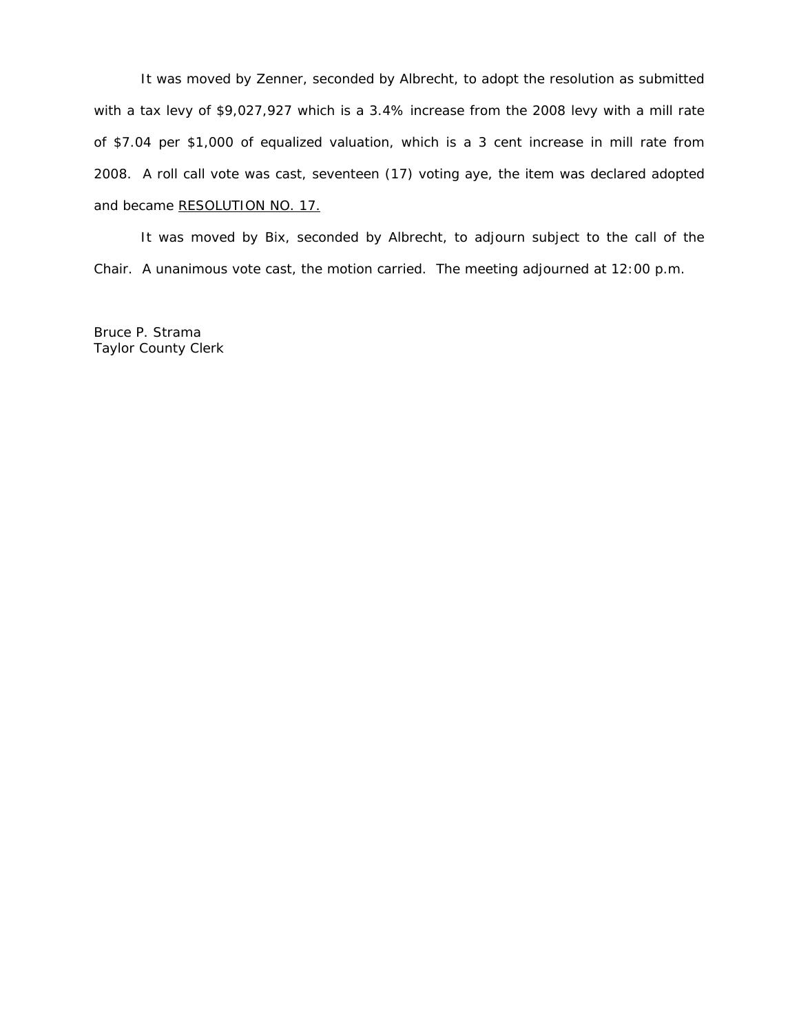It was moved by Zenner, seconded by Albrecht, to adopt the resolution as submitted with a tax levy of $9,027,927 which is a 3.4% increase from the 2008 levy with a mill rate of $7.04 per $1,000 of equalized valuation, which is a 3 cent increase in mill rate from 2008. A roll call vote was cast, seventeen (17) voting aye, the item was declared adopted and became RESOLUTION NO. 17.

It was moved by Bix, seconded by Albrecht, to adjourn subject to the call of the Chair. A unanimous vote cast, the motion carried. The meeting adjourned at 12:00 p.m.

Bruce P. Strama
Taylor County Clerk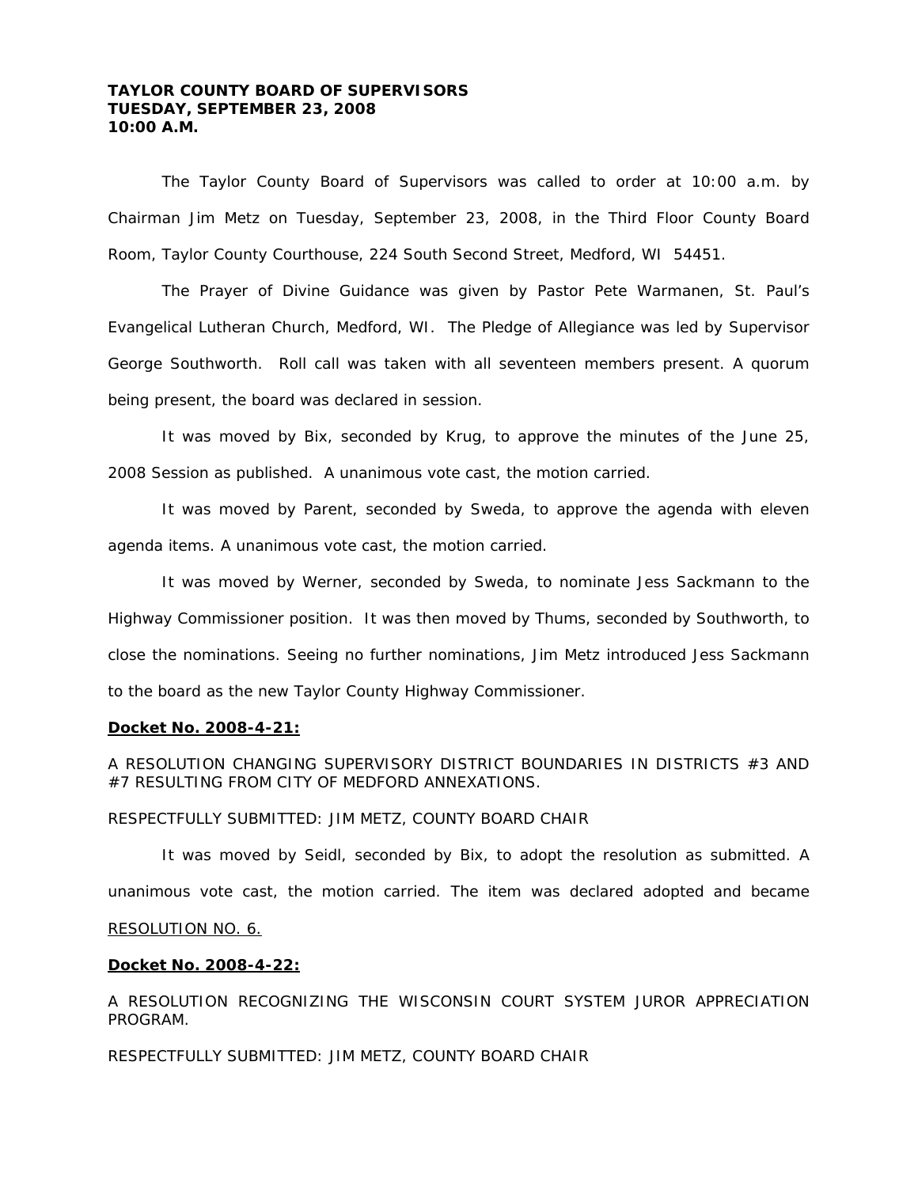# TAYLOR COUNTY BOARD OF SUPERVISORS
# TUESDAY, SEPTEMBER 23, 2008
# 10:00 A.M.

The Taylor County Board of Supervisors was called to order at 10:00 a.m. by Chairman Jim Metz on Tuesday, September 23, 2008, in the Third Floor County Board Room, Taylor County Courthouse, 224 South Second Street, Medford, WI 54451.

The Prayer of Divine Guidance was given by Pastor Pete Warmanen, St. Paul's Evangelical Lutheran Church, Medford, WI. The Pledge of Allegiance was led by Supervisor George Southworth. Roll call was taken with all seventeen members present. A quorum being present, the board was declared in session.

It was moved by Bix, seconded by Krug, to approve the minutes of the June 25, 2008 Session as published. A unanimous vote cast, the motion carried.

It was moved by Parent, seconded by Sweda, to approve the agenda with eleven agenda items. A unanimous vote cast, the motion carried.

It was moved by Werner, seconded by Sweda, to nominate Jess Sackmann to the Highway Commissioner position. It was then moved by Thums, seconded by Southworth, to close the nominations. Seeing no further nominations, Jim Metz introduced Jess Sackmann to the board as the new Taylor County Highway Commissioner.

**Docket No. 2008-4-21:**

A RESOLUTION CHANGING SUPERVISORY DISTRICT BOUNDARIES IN DISTRICTS #3 AND #7 RESULTING FROM CITY OF MEDFORD ANNEXATIONS.

RESPECTFULLY SUBMITTED: JIM METZ, COUNTY BOARD CHAIR

It was moved by Seidl, seconded by Bix, to adopt the resolution as submitted. A unanimous vote cast, the motion carried. The item was declared adopted and became RESOLUTION NO. 6.

**Docket No. 2008-4-22:**

A RESOLUTION RECOGNIZING THE WISCONSIN COURT SYSTEM JUROR APPRECIATION PROGRAM.

RESPECTFULLY SUBMITTED: JIM METZ, COUNTY BOARD CHAIR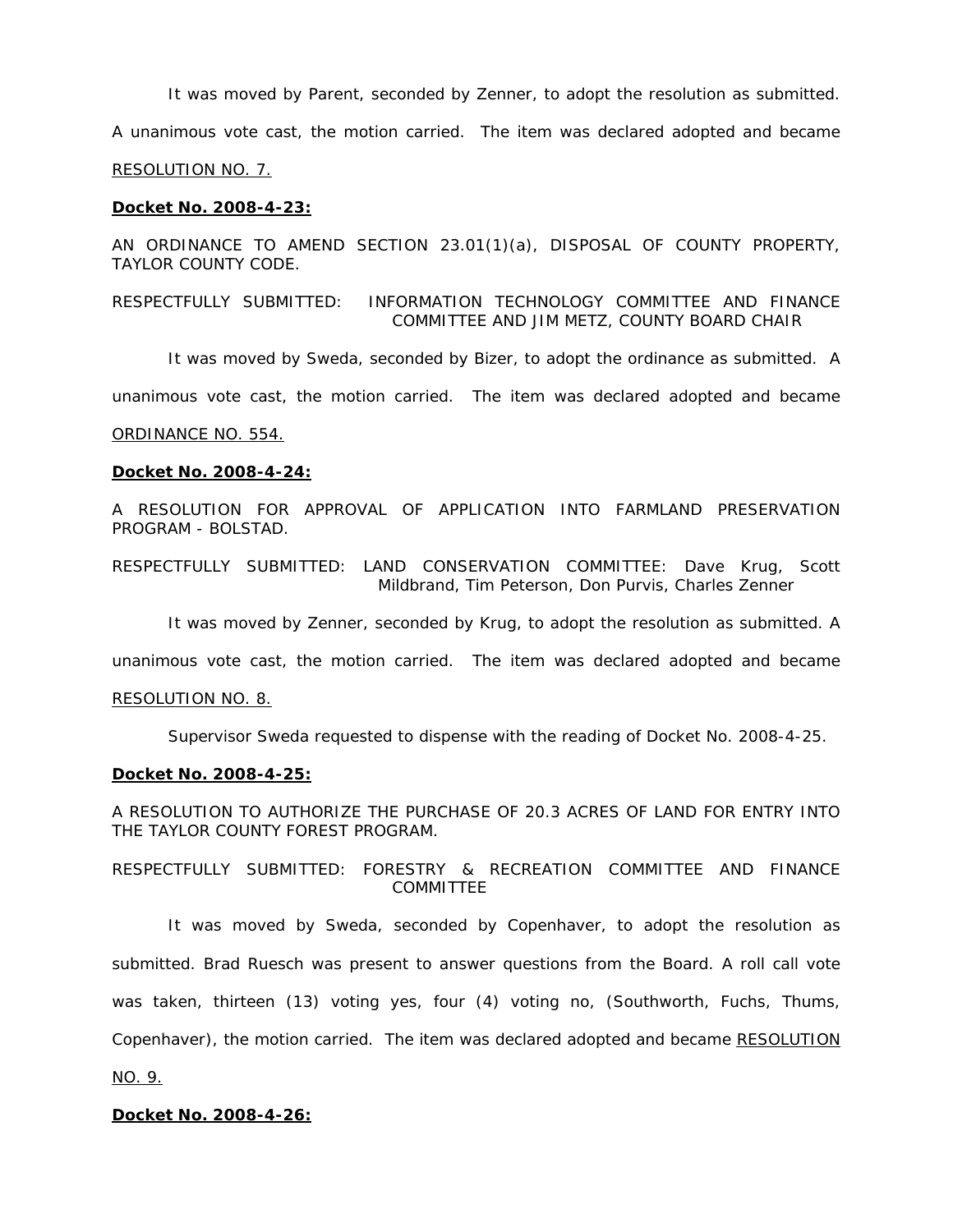It was moved by Parent, seconded by Zenner, to adopt the resolution as submitted. A unanimous vote cast, the motion carried. The item was declared adopted and became RESOLUTION NO. 7.

**Docket No. 2008-4-23:**

AN ORDINANCE TO AMEND SECTION 23.01(1)(a), DISPOSAL OF COUNTY PROPERTY, TAYLOR COUNTY CODE.

RESPECTFULLY SUBMITTED: INFORMATION TECHNOLOGY COMMITTEE AND FINANCE COMMITTEE AND JIM METZ, COUNTY BOARD CHAIR

It was moved by Sweda, seconded by Bizer, to adopt the ordinance as submitted. A unanimous vote cast, the motion carried. The item was declared adopted and became ORDINANCE NO. 554.

**Docket No. 2008-4-24:**

A RESOLUTION FOR APPROVAL OF APPLICATION INTO FARMLAND PRESERVATION PROGRAM - BOLSTAD.

RESPECTFULLY SUBMITTED: LAND CONSERVATION COMMITTEE: Dave Krug, Scott Mildbrand, Tim Peterson, Don Purvis, Charles Zenner

It was moved by Zenner, seconded by Krug, to adopt the resolution as submitted. A unanimous vote cast, the motion carried. The item was declared adopted and became RESOLUTION NO. 8.

Supervisor Sweda requested to dispense with the reading of Docket No. 2008-4-25.

**Docket No. 2008-4-25:**

A RESOLUTION TO AUTHORIZE THE PURCHASE OF 20.3 ACRES OF LAND FOR ENTRY INTO THE TAYLOR COUNTY FOREST PROGRAM.

RESPECTFULLY SUBMITTED: FORESTRY & RECREATION COMMITTEE AND FINANCE COMMITTEE

It was moved by Sweda, seconded by Copenhaver, to adopt the resolution as submitted. Brad Ruesch was present to answer questions from the Board. A roll call vote was taken, thirteen (13) voting yes, four (4) voting no, (Southworth, Fuchs, Thums, Copenhaver), the motion carried. The item was declared adopted and became RESOLUTION NO. 9.

**Docket No. 2008-4-26:**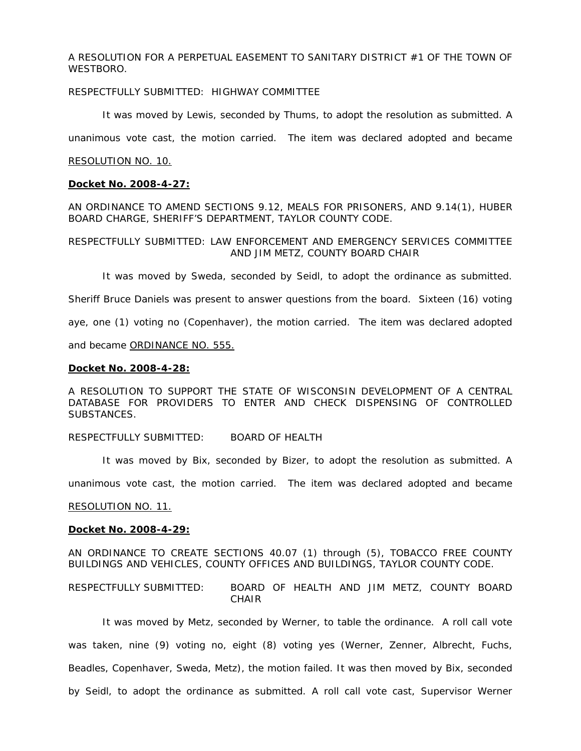A RESOLUTION FOR A PERPETUAL EASEMENT TO SANITARY DISTRICT #1 OF THE TOWN OF WESTBORO.

RESPECTFULLY SUBMITTED: HIGHWAY COMMITTEE

It was moved by Lewis, seconded by Thums, to adopt the resolution as submitted. A unanimous vote cast, the motion carried. The item was declared adopted and became RESOLUTION NO. 10.

**Docket No. 2008-4-27:**

AN ORDINANCE TO AMEND SECTIONS 9.12, MEALS FOR PRISONERS, AND 9.14(1), HUBER BOARD CHARGE, SHERIFF'S DEPARTMENT, TAYLOR COUNTY CODE.

RESPECTFULLY SUBMITTED: LAW ENFORCEMENT AND EMERGENCY SERVICES COMMITTEE AND JIM METZ, COUNTY BOARD CHAIR

It was moved by Sweda, seconded by Seidl, to adopt the ordinance as submitted. Sheriff Bruce Daniels was present to answer questions from the board. Sixteen (16) voting aye, one (1) voting no (Copenhaver), the motion carried. The item was declared adopted and became ORDINANCE NO. 555.

**Docket No. 2008-4-28:**

A RESOLUTION TO SUPPORT THE STATE OF WISCONSIN DEVELOPMENT OF A CENTRAL DATABASE FOR PROVIDERS TO ENTER AND CHECK DISPENSING OF CONTROLLED SUBSTANCES.

RESPECTFULLY SUBMITTED: BOARD OF HEALTH

It was moved by Bix, seconded by Bizer, to adopt the resolution as submitted. A unanimous vote cast, the motion carried. The item was declared adopted and became RESOLUTION NO. 11.

**Docket No. 2008-4-29:**

AN ORDINANCE TO CREATE SECTIONS 40.07 (1) through (5), TOBACCO FREE COUNTY BUILDINGS AND VEHICLES, COUNTY OFFICES AND BUILDINGS, TAYLOR COUNTY CODE.

RESPECTFULLY SUBMITTED: BOARD OF HEALTH AND JIM METZ, COUNTY BOARD CHAIR

It was moved by Metz, seconded by Werner, to table the ordinance. A roll call vote was taken, nine (9) voting no, eight (8) voting yes (Werner, Zenner, Albrecht, Fuchs, Beadles, Copenhaver, Sweda, Metz), the motion failed. It was then moved by Bix, seconded by Seidl, to adopt the ordinance as submitted. A roll call vote cast, Supervisor Werner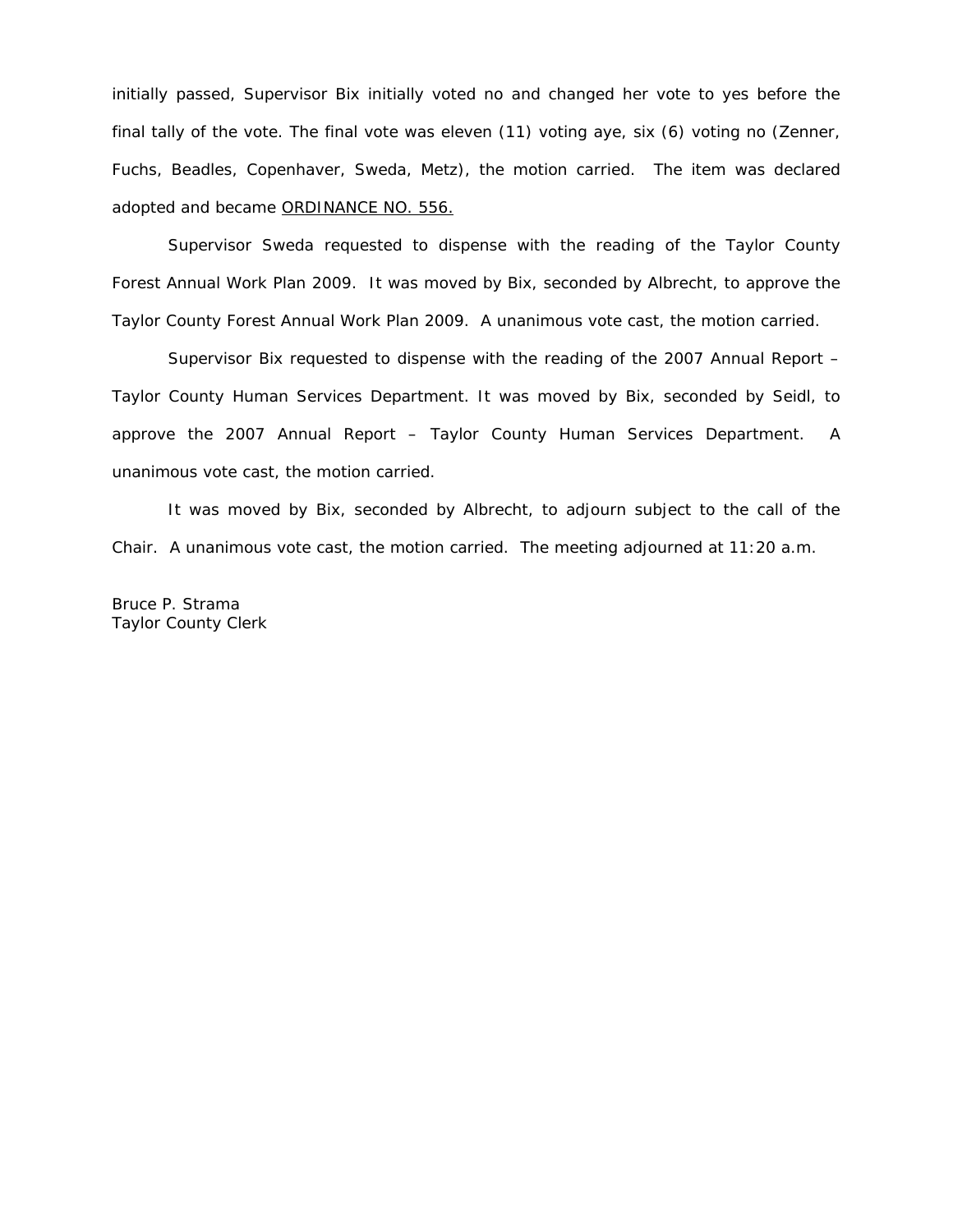initially passed, Supervisor Bix initially voted no and changed her vote to yes before the final tally of the vote. The final vote was eleven (11) voting aye, six (6) voting no (Zenner, Fuchs, Beadles, Copenhaver, Sweda, Metz), the motion carried. The item was declared adopted and became <u>ORDINANCE NO. 556.</u>

Supervisor Sweda requested to dispense with the reading of the Taylor County Forest Annual Work Plan 2009. It was moved by Bix, seconded by Albrecht, to approve the Taylor County Forest Annual Work Plan 2009. A unanimous vote cast, the motion carried.

Supervisor Bix requested to dispense with the reading of the 2007 Annual Report – Taylor County Human Services Department. It was moved by Bix, seconded by Seidl, to approve the 2007 Annual Report – Taylor County Human Services Department. A unanimous vote cast, the motion carried.

It was moved by Bix, seconded by Albrecht, to adjourn subject to the call of the Chair. A unanimous vote cast, the motion carried. The meeting adjourned at 11:20 a.m.

Bruce P. Strama
Taylor County Clerk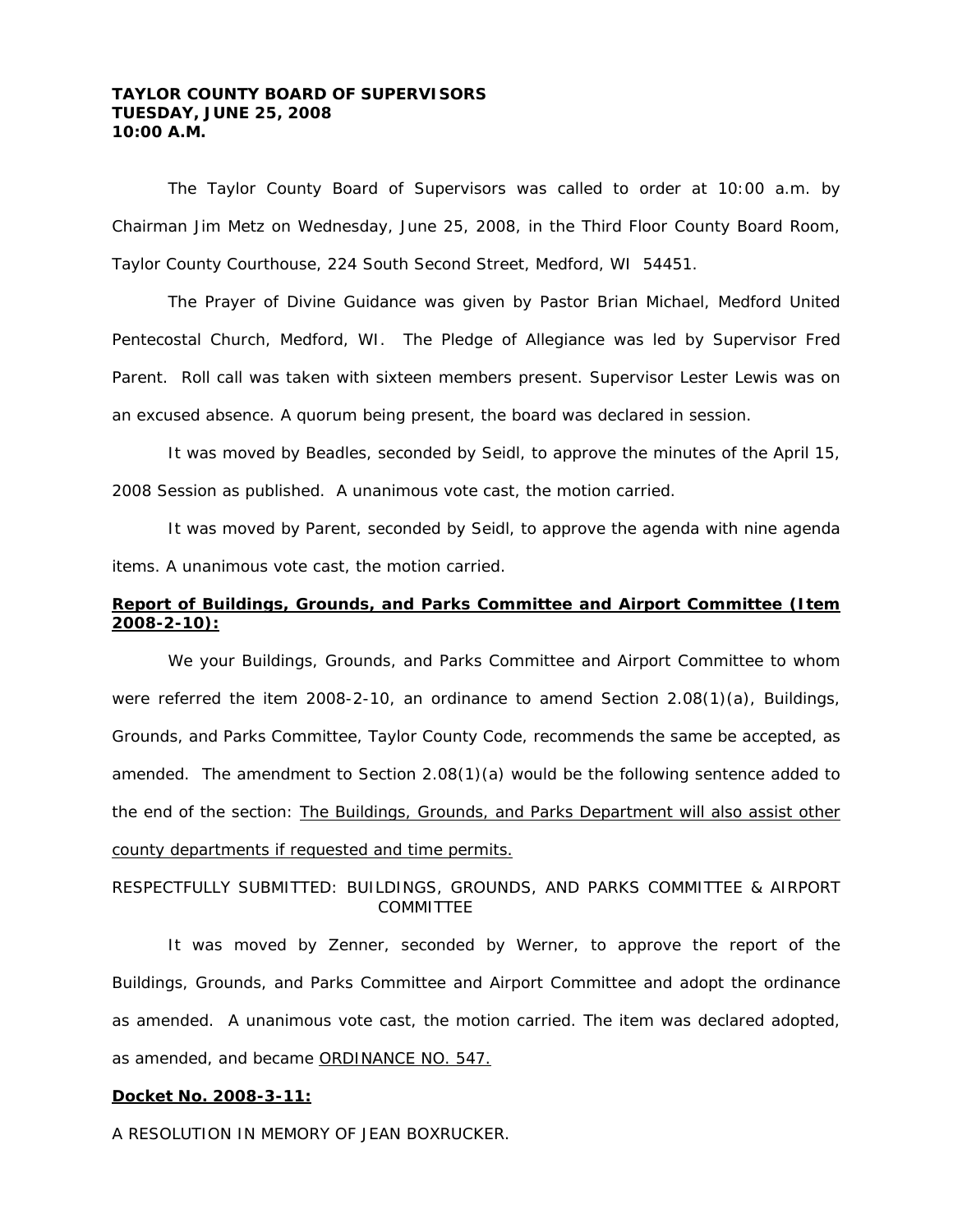**TAYLOR COUNTY BOARD OF SUPERVISORS**
**TUESDAY, JUNE 25, 2008**
**10:00 A.M.**

The Taylor County Board of Supervisors was called to order at 10:00 a.m. by Chairman Jim Metz on Wednesday, June 25, 2008, in the Third Floor County Board Room, Taylor County Courthouse, 224 South Second Street, Medford, WI 54451.

The Prayer of Divine Guidance was given by Pastor Brian Michael, Medford United Pentecostal Church, Medford, WI. The Pledge of Allegiance was led by Supervisor Fred Parent. Roll call was taken with sixteen members present. Supervisor Lester Lewis was on an excused absence. A quorum being present, the board was declared in session.

It was moved by Beadles, seconded by Seidl, to approve the minutes of the April 15, 2008 Session as published. A unanimous vote cast, the motion carried.

It was moved by Parent, seconded by Seidl, to approve the agenda with nine agenda items. A unanimous vote cast, the motion carried.

**Report of Buildings, Grounds, and Parks Committee and Airport Committee (Item 2008-2-10):**

We your Buildings, Grounds, and Parks Committee and Airport Committee to whom were referred the item 2008-2-10, an ordinance to amend Section 2.08(1)(a), Buildings, Grounds, and Parks Committee, Taylor County Code, recommends the same be accepted, as amended. The amendment to Section 2.08(1)(a) would be the following sentence added to the end of the section: The Buildings, Grounds, and Parks Department will also assist other county departments if requested and time permits.

RESPECTFULLY SUBMITTED: BUILDINGS, GROUNDS, AND PARKS COMMITTEE & AIRPORT COMMITTEE

It was moved by Zenner, seconded by Werner, to approve the report of the Buildings, Grounds, and Parks Committee and Airport Committee and adopt the ordinance as amended. A unanimous vote cast, the motion carried. The item was declared adopted, as amended, and became ORDINANCE NO. 547.

**Docket No. 2008-3-11:**

A RESOLUTION IN MEMORY OF JEAN BOXRUCKER.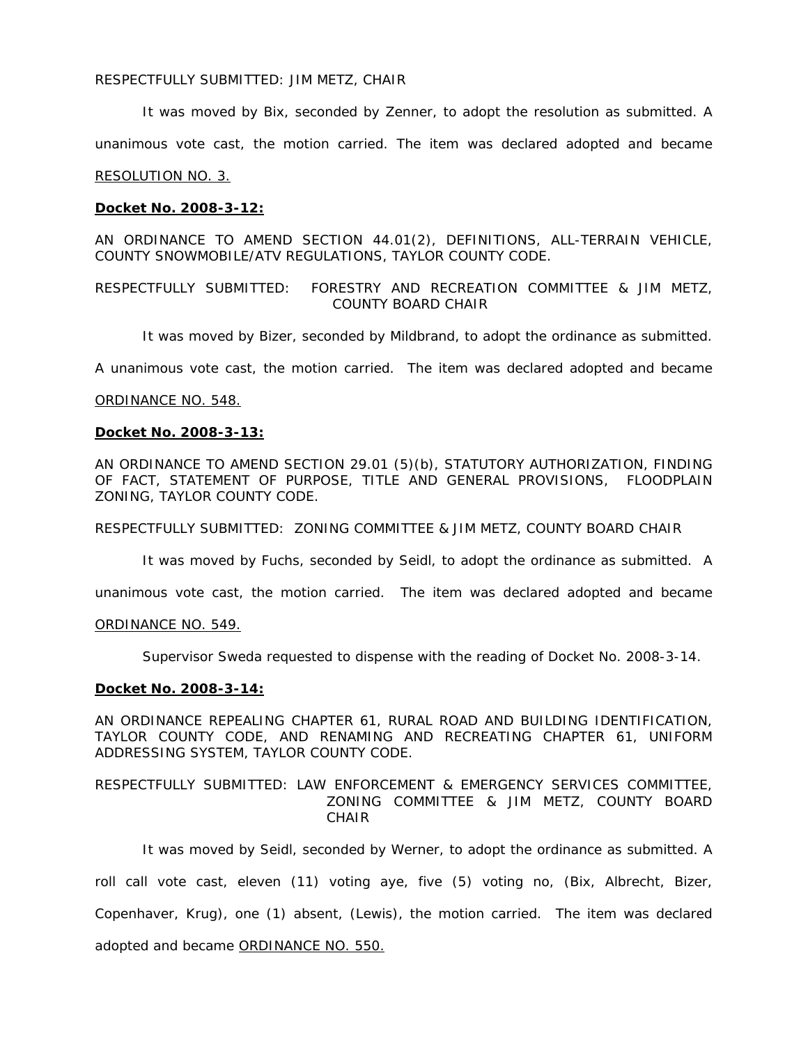RESPECTFULLY SUBMITTED: JIM METZ, CHAIR

It was moved by Bix, seconded by Zenner, to adopt the resolution as submitted. A unanimous vote cast, the motion carried. The item was declared adopted and became RESOLUTION NO. 3.

**Docket No. 2008-3-12:**

AN ORDINANCE TO AMEND SECTION 44.01(2), DEFINITIONS, ALL-TERRAIN VEHICLE, COUNTY SNOWMOBILE/ATV REGULATIONS, TAYLOR COUNTY CODE.

RESPECTFULLY SUBMITTED: FORESTRY AND RECREATION COMMITTEE & JIM METZ, COUNTY BOARD CHAIR

It was moved by Bizer, seconded by Mildbrand, to adopt the ordinance as submitted. A unanimous vote cast, the motion carried. The item was declared adopted and became ORDINANCE NO. 548.

**Docket No. 2008-3-13:**

AN ORDINANCE TO AMEND SECTION 29.01 (5)(b), STATUTORY AUTHORIZATION, FINDING OF FACT, STATEMENT OF PURPOSE, TITLE AND GENERAL PROVISIONS, FLOODPLAIN ZONING, TAYLOR COUNTY CODE.

RESPECTFULLY SUBMITTED: ZONING COMMITTEE & JIM METZ, COUNTY BOARD CHAIR

It was moved by Fuchs, seconded by Seidl, to adopt the ordinance as submitted. A unanimous vote cast, the motion carried. The item was declared adopted and became ORDINANCE NO. 549.

Supervisor Sweda requested to dispense with the reading of Docket No. 2008-3-14.

**Docket No. 2008-3-14:**

AN ORDINANCE REPEALING CHAPTER 61, RURAL ROAD AND BUILDING IDENTIFICATION, TAYLOR COUNTY CODE, AND RENAMING AND RECREATING CHAPTER 61, UNIFORM ADDRESSING SYSTEM, TAYLOR COUNTY CODE.

RESPECTFULLY SUBMITTED: LAW ENFORCEMENT & EMERGENCY SERVICES COMMITTEE, ZONING COMMITTEE & JIM METZ, COUNTY BOARD CHAIR

It was moved by Seidl, seconded by Werner, to adopt the ordinance as submitted. A roll call vote cast, eleven (11) voting aye, five (5) voting no, (Bix, Albrecht, Bizer, Copenhaver, Krug), one (1) absent, (Lewis), the motion carried. The item was declared adopted and became ORDINANCE NO. 550.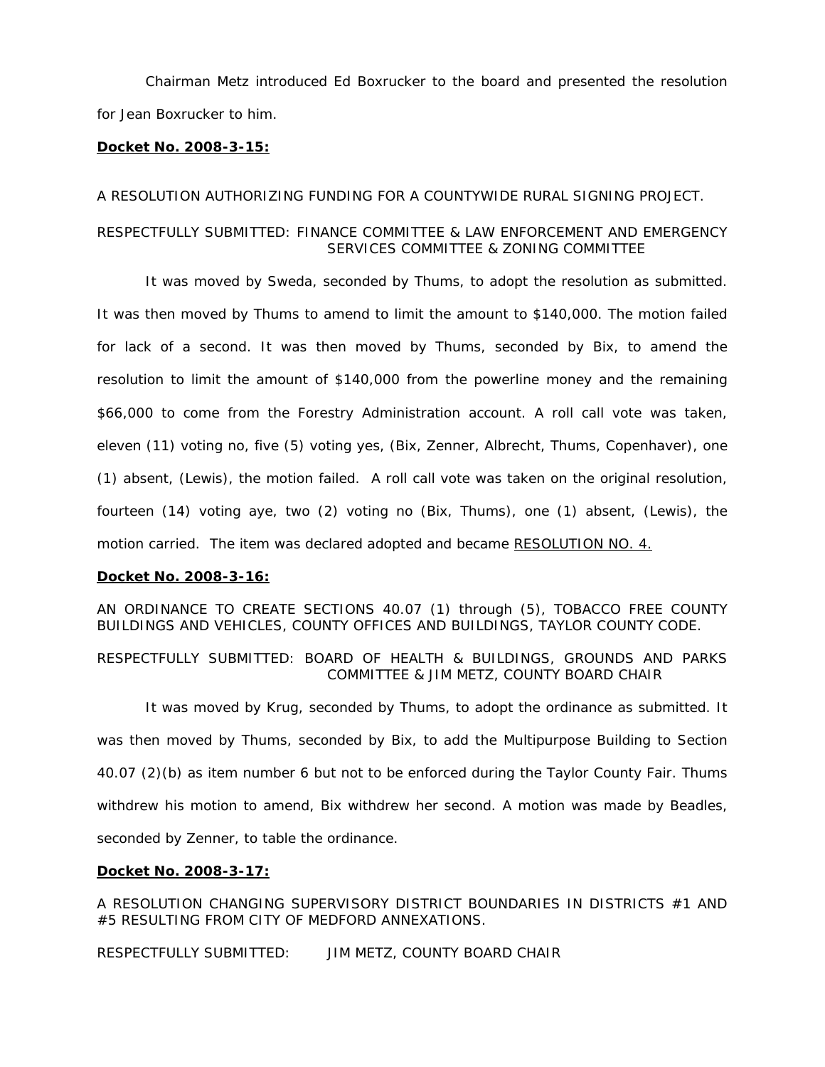Chairman Metz introduced Ed Boxrucker to the board and presented the resolution for Jean Boxrucker to him.

**Docket No. 2008-3-15:**

A RESOLUTION AUTHORIZING FUNDING FOR A COUNTYWIDE RURAL SIGNING PROJECT.

RESPECTFULLY SUBMITTED: FINANCE COMMITTEE & LAW ENFORCEMENT AND EMERGENCY SERVICES COMMITTEE & ZONING COMMITTEE

It was moved by Sweda, seconded by Thums, to adopt the resolution as submitted. It was then moved by Thums to amend to limit the amount to $140,000. The motion failed for lack of a second. It was then moved by Thums, seconded by Bix, to amend the resolution to limit the amount of $140,000 from the powerline money and the remaining $66,000 to come from the Forestry Administration account. A roll call vote was taken, eleven (11) voting no, five (5) voting yes, (Bix, Zenner, Albrecht, Thums, Copenhaver), one (1) absent, (Lewis), the motion failed. A roll call vote was taken on the original resolution, fourteen (14) voting aye, two (2) voting no (Bix, Thums), one (1) absent, (Lewis), the motion carried. The item was declared adopted and became RESOLUTION NO. 4.

**Docket No. 2008-3-16:**

AN ORDINANCE TO CREATE SECTIONS 40.07 (1) through (5), TOBACCO FREE COUNTY BUILDINGS AND VEHICLES, COUNTY OFFICES AND BUILDINGS, TAYLOR COUNTY CODE.

RESPECTFULLY SUBMITTED: BOARD OF HEALTH & BUILDINGS, GROUNDS AND PARKS COMMITTEE & JIM METZ, COUNTY BOARD CHAIR

It was moved by Krug, seconded by Thums, to adopt the ordinance as submitted. It was then moved by Thums, seconded by Bix, to add the Multipurpose Building to Section 40.07 (2)(b) as item number 6 but not to be enforced during the Taylor County Fair. Thums withdrew his motion to amend, Bix withdrew her second. A motion was made by Beadles, seconded by Zenner, to table the ordinance.

**Docket No. 2008-3-17:**

A RESOLUTION CHANGING SUPERVISORY DISTRICT BOUNDARIES IN DISTRICTS #1 AND #5 RESULTING FROM CITY OF MEDFORD ANNEXATIONS.

RESPECTFULLY SUBMITTED: JIM METZ, COUNTY BOARD CHAIR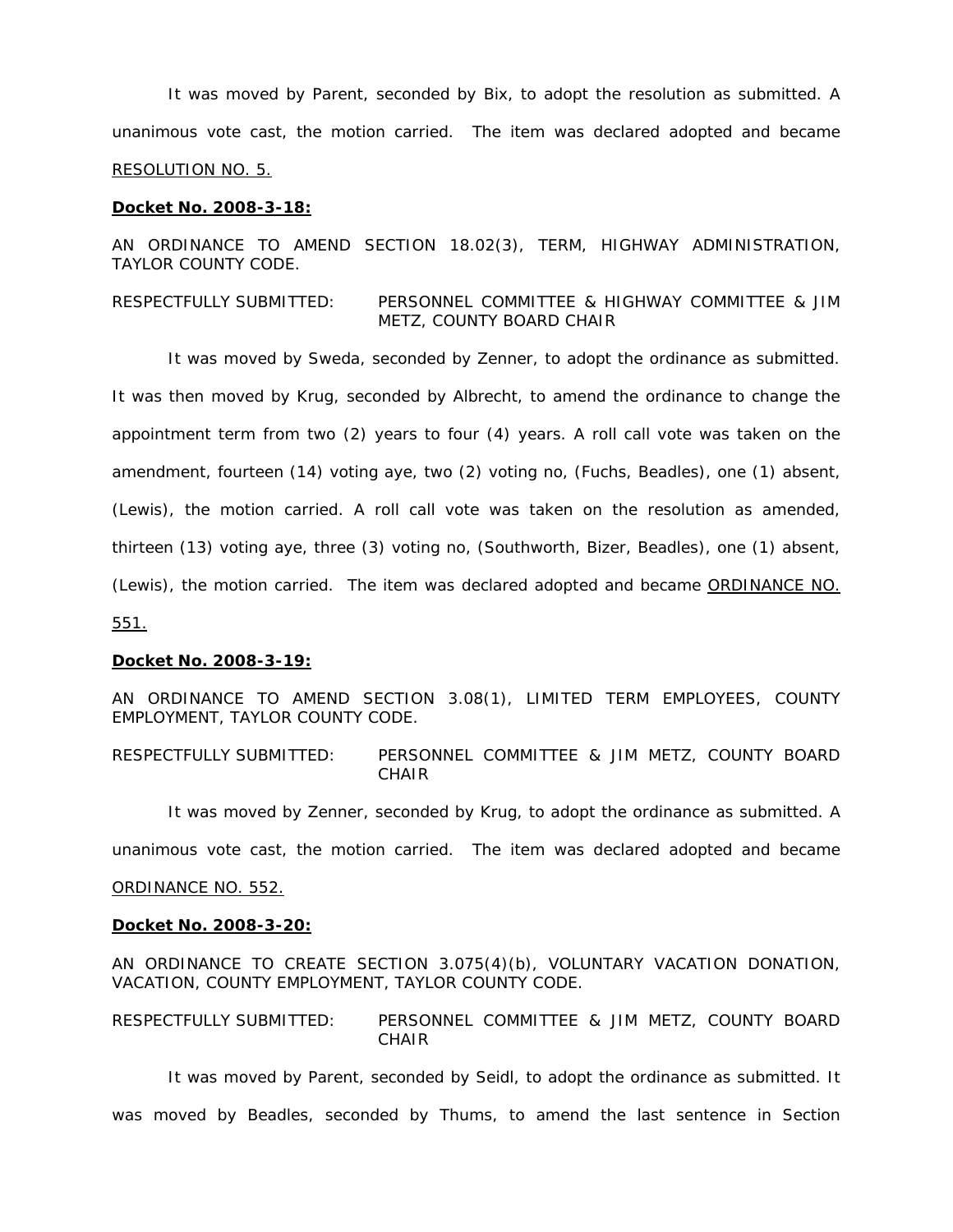It was moved by Parent, seconded by Bix, to adopt the resolution as submitted. A unanimous vote cast, the motion carried. The item was declared adopted and became RESOLUTION NO. 5.

**Docket No. 2008-3-18:**

AN ORDINANCE TO AMEND SECTION 18.02(3), TERM, HIGHWAY ADMINISTRATION, TAYLOR COUNTY CODE.

RESPECTFULLY SUBMITTED: PERSONNEL COMMITTEE & HIGHWAY COMMITTEE & JIM METZ, COUNTY BOARD CHAIR

It was moved by Sweda, seconded by Zenner, to adopt the ordinance as submitted. It was then moved by Krug, seconded by Albrecht, to amend the ordinance to change the appointment term from two (2) years to four (4) years. A roll call vote was taken on the amendment, fourteen (14) voting aye, two (2) voting no, (Fuchs, Beadles), one (1) absent, (Lewis), the motion carried. A roll call vote was taken on the resolution as amended, thirteen (13) voting aye, three (3) voting no, (Southworth, Bizer, Beadles), one (1) absent, (Lewis), the motion carried. The item was declared adopted and became ORDINANCE NO. 551.

**Docket No. 2008-3-19:**

AN ORDINANCE TO AMEND SECTION 3.08(1), LIMITED TERM EMPLOYEES, COUNTY EMPLOYMENT, TAYLOR COUNTY CODE.

RESPECTFULLY SUBMITTED: PERSONNEL COMMITTEE & JIM METZ, COUNTY BOARD CHAIR

It was moved by Zenner, seconded by Krug, to adopt the ordinance as submitted. A unanimous vote cast, the motion carried. The item was declared adopted and became ORDINANCE NO. 552.

**Docket No. 2008-3-20:**

AN ORDINANCE TO CREATE SECTION 3.075(4)(b), VOLUNTARY VACATION DONATION, VACATION, COUNTY EMPLOYMENT, TAYLOR COUNTY CODE.

RESPECTFULLY SUBMITTED: PERSONNEL COMMITTEE & JIM METZ, COUNTY BOARD CHAIR

It was moved by Parent, seconded by Seidl, to adopt the ordinance as submitted. It was moved by Beadles, seconded by Thums, to amend the last sentence in Section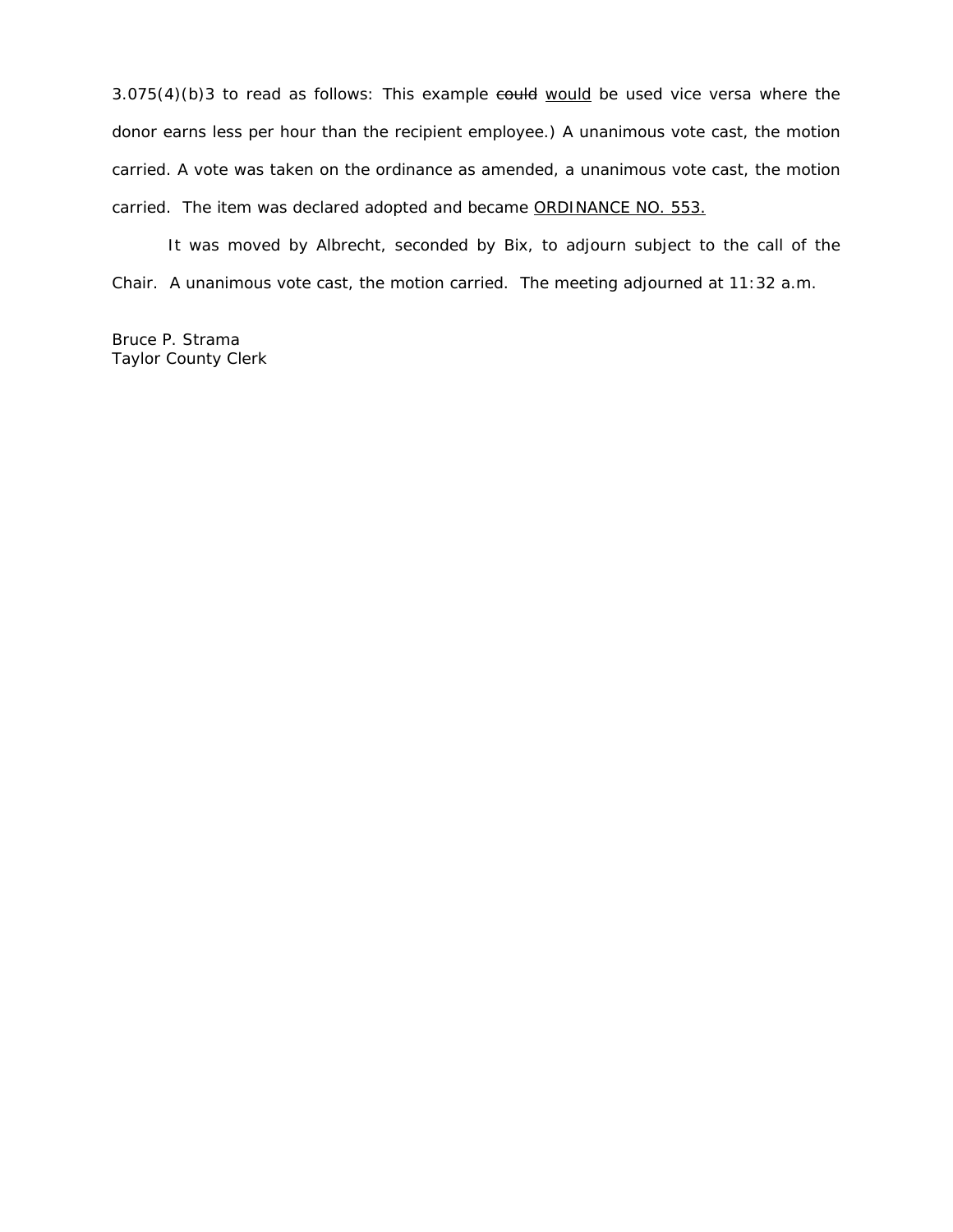3.075(4)(b)3 to read as follows: This example ~~could~~ <u>would</u> be used vice versa where the donor earns less per hour than the recipient employee.) A unanimous vote cast, the motion carried. A vote was taken on the ordinance as amended, a unanimous vote cast, the motion carried. The item was declared adopted and became <u>ORDINANCE NO. 553.</u>

It was moved by Albrecht, seconded by Bix, to adjourn subject to the call of the Chair. A unanimous vote cast, the motion carried. The meeting adjourned at 11:32 a.m.

Bruce P. Strama
Taylor County Clerk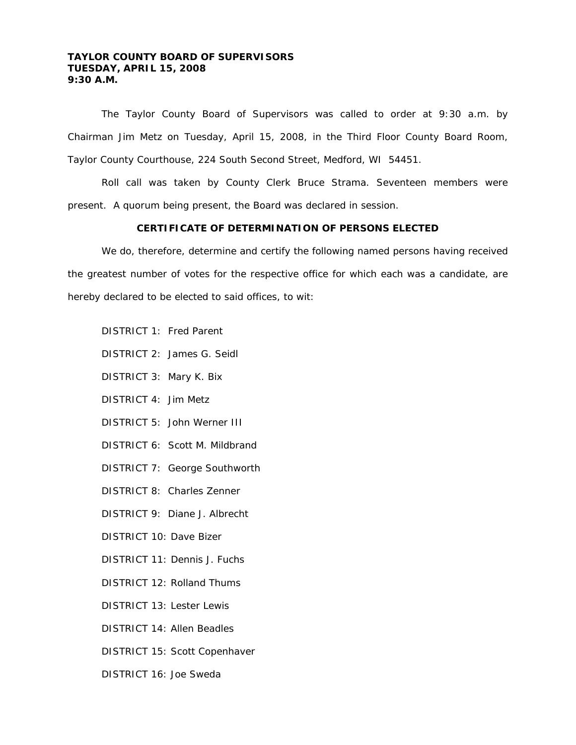**TAYLOR COUNTY BOARD OF SUPERVISORS**
**TUESDAY, APRIL 15, 2008**
**9:30 A.M.**

The Taylor County Board of Supervisors was called to order at 9:30 a.m. by Chairman Jim Metz on Tuesday, April 15, 2008, in the Third Floor County Board Room, Taylor County Courthouse, 224 South Second Street, Medford, WI 54451.

Roll call was taken by County Clerk Bruce Strama. Seventeen members were present. A quorum being present, the Board was declared in session.

## CERTIFICATE OF DETERMINATION OF PERSONS ELECTED

We do, therefore, determine and certify the following named persons having received the greatest number of votes for the respective office for which each was a candidate, are hereby declared to be elected to said offices, to wit:

DISTRICT 1: Fred Parent

DISTRICT 2: James G. Seidl

DISTRICT 3: Mary K. Bix

DISTRICT 4: Jim Metz

DISTRICT 5: John Werner III

DISTRICT 6: Scott M. Mildbrand

DISTRICT 7: George Southworth

DISTRICT 8: Charles Zenner

DISTRICT 9: Diane J. Albrecht

DISTRICT 10: Dave Bizer

DISTRICT 11: Dennis J. Fuchs

DISTRICT 12: Rolland Thums

DISTRICT 13: Lester Lewis

DISTRICT 14: Allen Beadles

DISTRICT 15: Scott Copenhaver

DISTRICT 16: Joe Sweda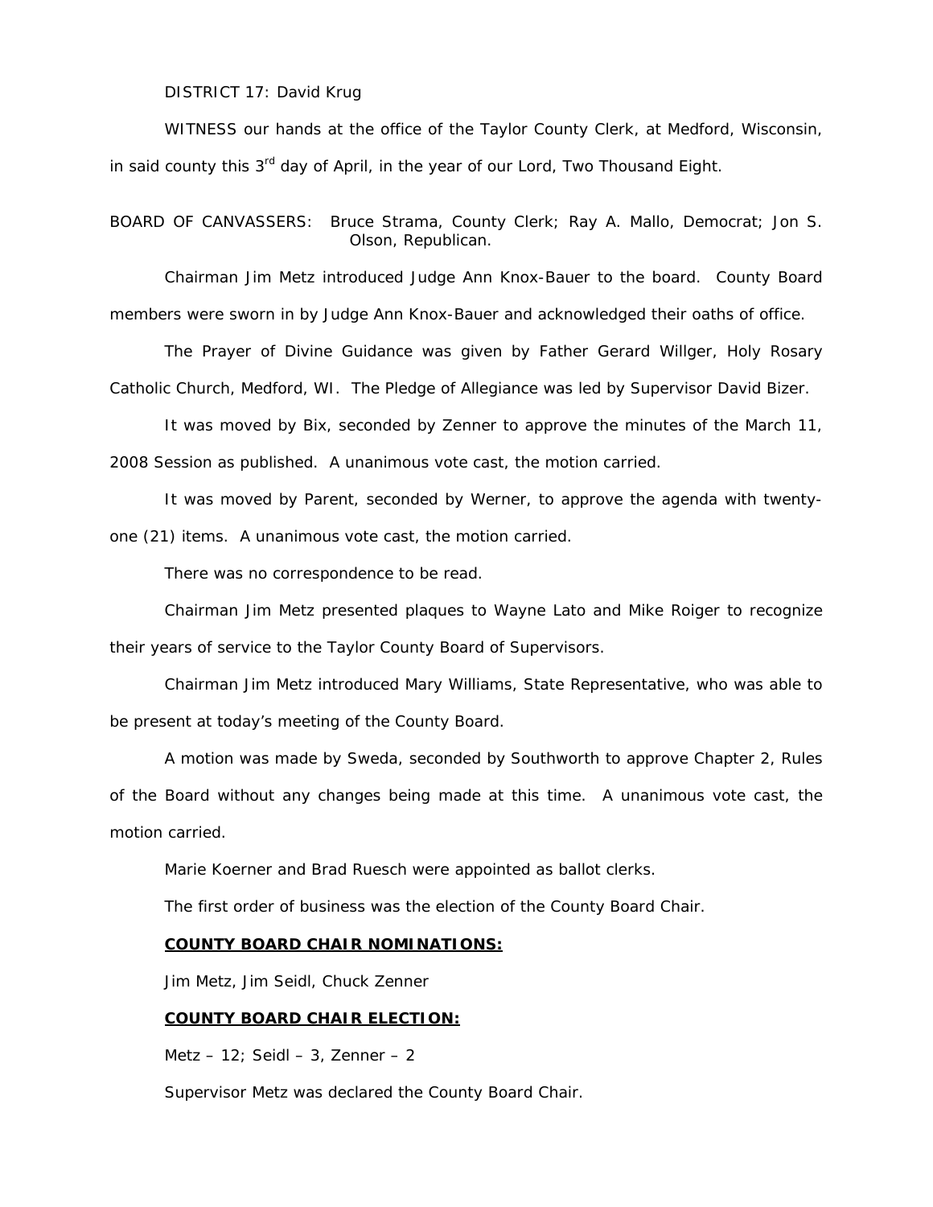DISTRICT 17: David Krug

WITNESS our hands at the office of the Taylor County Clerk, at Medford, Wisconsin, in said county this 3rd day of April, in the year of our Lord, Two Thousand Eight.

BOARD OF CANVASSERS: Bruce Strama, County Clerk; Ray A. Mallo, Democrat; Jon S. Olson, Republican.

Chairman Jim Metz introduced Judge Ann Knox-Bauer to the board. County Board members were sworn in by Judge Ann Knox-Bauer and acknowledged their oaths of office.

The Prayer of Divine Guidance was given by Father Gerard Willger, Holy Rosary Catholic Church, Medford, WI. The Pledge of Allegiance was led by Supervisor David Bizer.

It was moved by Bix, seconded by Zenner to approve the minutes of the March 11, 2008 Session as published. A unanimous vote cast, the motion carried.

It was moved by Parent, seconded by Werner, to approve the agenda with twenty-one (21) items. A unanimous vote cast, the motion carried.

There was no correspondence to be read.

Chairman Jim Metz presented plaques to Wayne Lato and Mike Roiger to recognize their years of service to the Taylor County Board of Supervisors.

Chairman Jim Metz introduced Mary Williams, State Representative, who was able to be present at today's meeting of the County Board.

A motion was made by Sweda, seconded by Southworth to approve Chapter 2, Rules of the Board without any changes being made at this time. A unanimous vote cast, the motion carried.

Marie Koerner and Brad Ruesch were appointed as ballot clerks.

The first order of business was the election of the County Board Chair.

**COUNTY BOARD CHAIR NOMINATIONS:**

Jim Metz, Jim Seidl, Chuck Zenner

**COUNTY BOARD CHAIR ELECTION:**

Metz – 12; Seidl – 3, Zenner – 2

Supervisor Metz was declared the County Board Chair.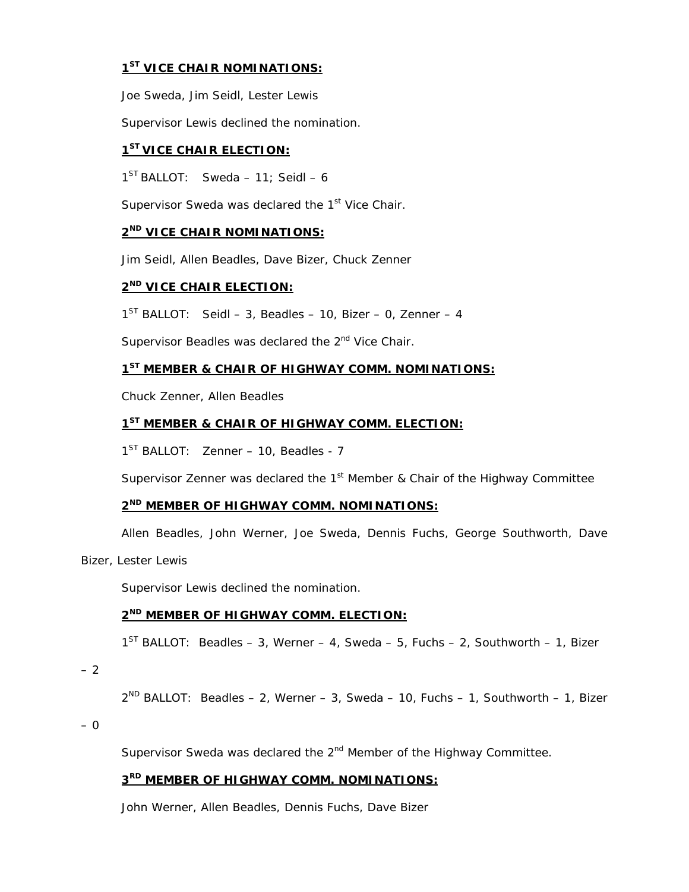**1[ST] VICE CHAIR NOMINATIONS:**

Joe Sweda, Jim Seidl, Lester Lewis

Supervisor Lewis declined the nomination.

**1[ST] VICE CHAIR ELECTION:**

1[ST] BALLOT: Sweda – 11; Seidl – 6

Supervisor Sweda was declared the 1[st] Vice Chair.

**2[ND] VICE CHAIR NOMINATIONS:**

Jim Seidl, Allen Beadles, Dave Bizer, Chuck Zenner

**2[ND] VICE CHAIR ELECTION:**

1[ST] BALLOT: Seidl – 3, Beadles – 10, Bizer – 0, Zenner – 4

Supervisor Beadles was declared the 2[nd] Vice Chair.

**1[ST] MEMBER & CHAIR OF HIGHWAY COMM. NOMINATIONS:**

Chuck Zenner, Allen Beadles

**1[ST] MEMBER & CHAIR OF HIGHWAY COMM. ELECTION:**

1[ST] BALLOT: Zenner – 10, Beadles - 7

Supervisor Zenner was declared the 1[st] Member & Chair of the Highway Committee

**2[ND] MEMBER OF HIGHWAY COMM. NOMINATIONS:**

Allen Beadles, John Werner, Joe Sweda, Dennis Fuchs, George Southworth, Dave Bizer, Lester Lewis

Supervisor Lewis declined the nomination.

**2[ND] MEMBER OF HIGHWAY COMM. ELECTION:**

1[ST] BALLOT: Beadles – 3, Werner – 4, Sweda – 5, Fuchs – 2, Southworth – 1, Bizer – 2

2[ND] BALLOT: Beadles – 2, Werner – 3, Sweda – 10, Fuchs – 1, Southworth – 1, Bizer – 0

Supervisor Sweda was declared the 2[nd] Member of the Highway Committee.

**3[RD] MEMBER OF HIGHWAY COMM. NOMINATIONS:**

John Werner, Allen Beadles, Dennis Fuchs, Dave Bizer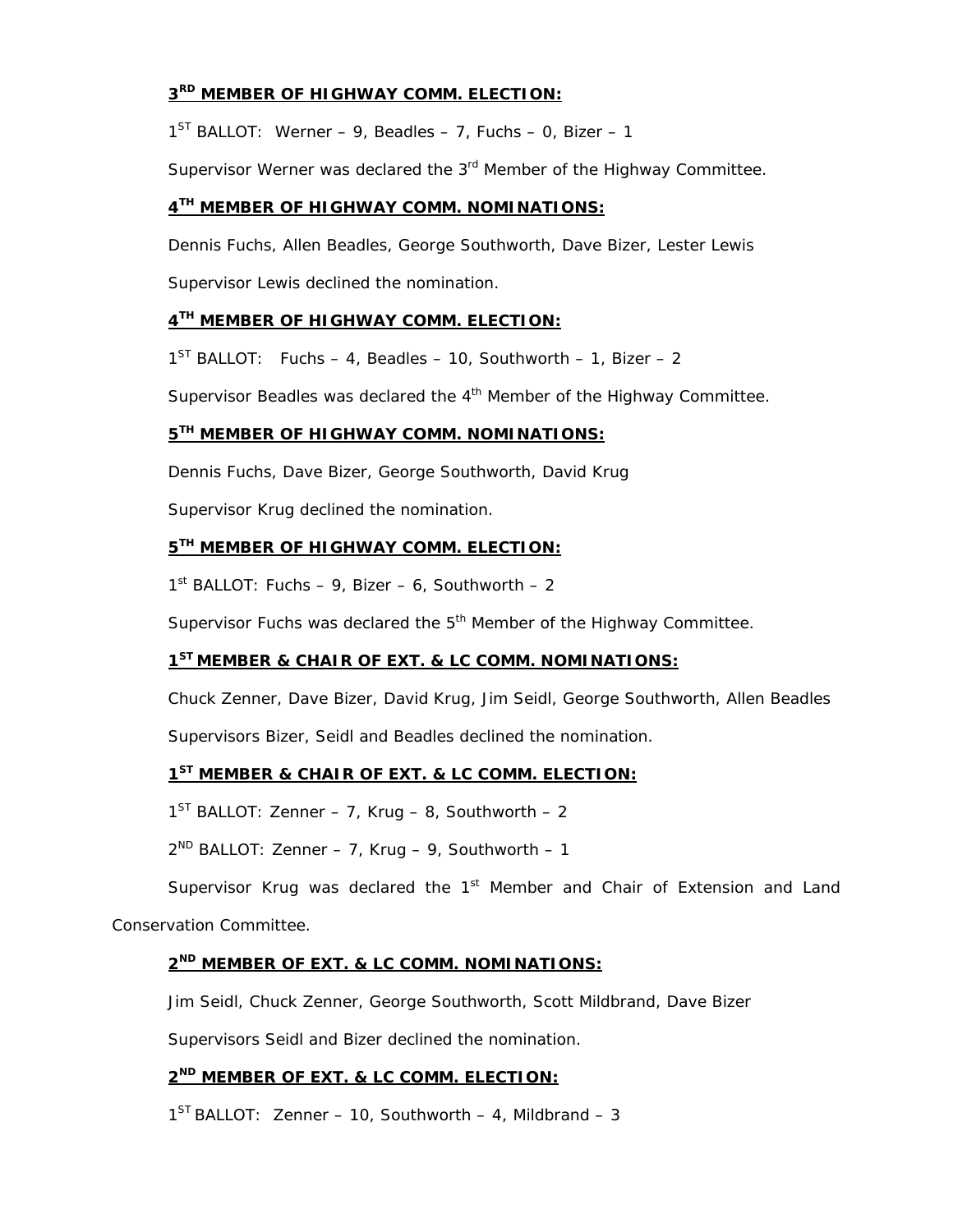**3RD MEMBER OF HIGHWAY COMM. ELECTION:**

1ST BALLOT: Werner – 9, Beadles – 7, Fuchs – 0, Bizer – 1

Supervisor Werner was declared the 3rd Member of the Highway Committee.

**4TH MEMBER OF HIGHWAY COMM. NOMINATIONS:**

Dennis Fuchs, Allen Beadles, George Southworth, Dave Bizer, Lester Lewis

Supervisor Lewis declined the nomination.

**4TH MEMBER OF HIGHWAY COMM. ELECTION:**

1ST BALLOT: Fuchs – 4, Beadles – 10, Southworth – 1, Bizer – 2

Supervisor Beadles was declared the 4th Member of the Highway Committee.

**5TH MEMBER OF HIGHWAY COMM. NOMINATIONS:**

Dennis Fuchs, Dave Bizer, George Southworth, David Krug

Supervisor Krug declined the nomination.

**5TH MEMBER OF HIGHWAY COMM. ELECTION:**

1st BALLOT: Fuchs – 9, Bizer – 6, Southworth – 2

Supervisor Fuchs was declared the 5th Member of the Highway Committee.

**1ST MEMBER & CHAIR OF EXT. & LC COMM. NOMINATIONS:**

Chuck Zenner, Dave Bizer, David Krug, Jim Seidl, George Southworth, Allen Beadles

Supervisors Bizer, Seidl and Beadles declined the nomination.

**1ST MEMBER & CHAIR OF EXT. & LC COMM. ELECTION:**

1ST BALLOT: Zenner – 7, Krug – 8, Southworth – 2

2ND BALLOT: Zenner – 7, Krug – 9, Southworth – 1

Supervisor Krug was declared the 1st Member and Chair of Extension and Land Conservation Committee.

**2ND MEMBER OF EXT. & LC COMM. NOMINATIONS:**

Jim Seidl, Chuck Zenner, George Southworth, Scott Mildbrand, Dave Bizer

Supervisors Seidl and Bizer declined the nomination.

**2ND MEMBER OF EXT. & LC COMM. ELECTION:**

1ST BALLOT: Zenner – 10, Southworth – 4, Mildbrand – 3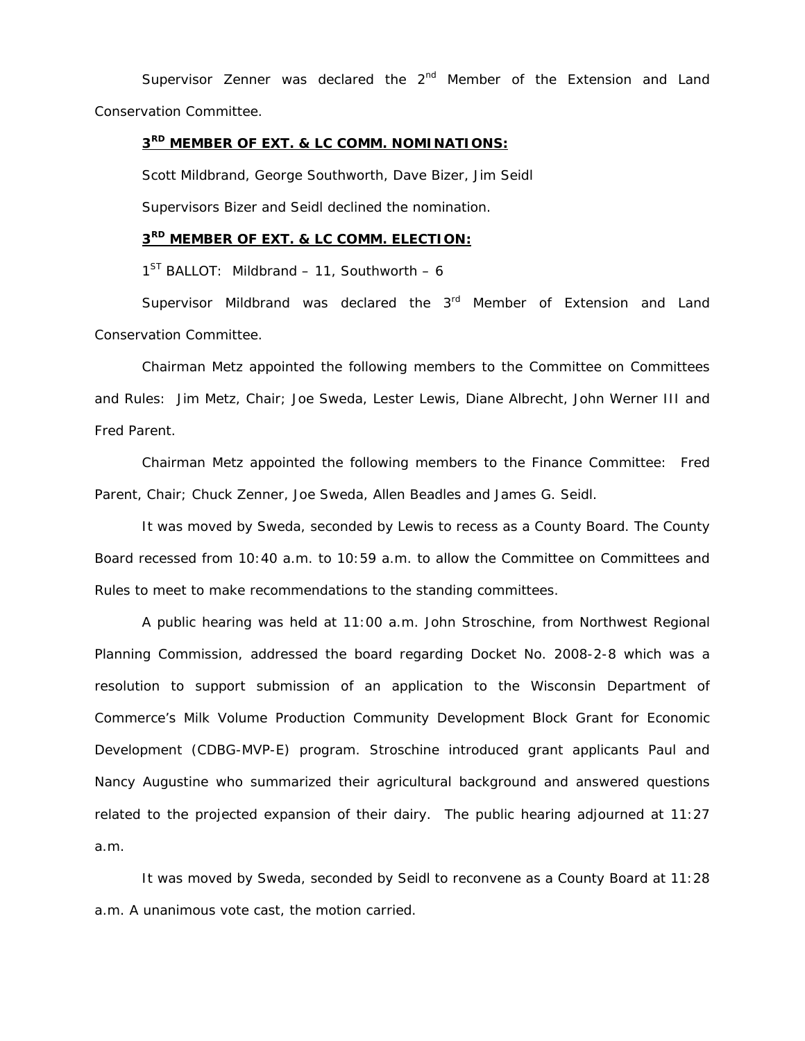Supervisor Zenner was declared the 2nd Member of the Extension and Land Conservation Committee.

**3RD MEMBER OF EXT. & LC COMM. NOMINATIONS:**

Scott Mildbrand, George Southworth, Dave Bizer, Jim Seidl

Supervisors Bizer and Seidl declined the nomination.

**3RD MEMBER OF EXT. & LC COMM. ELECTION:**

1ST BALLOT: Mildbrand – 11, Southworth – 6

Supervisor Mildbrand was declared the 3rd Member of Extension and Land Conservation Committee.

Chairman Metz appointed the following members to the Committee on Committees and Rules: Jim Metz, Chair; Joe Sweda, Lester Lewis, Diane Albrecht, John Werner III and Fred Parent.

Chairman Metz appointed the following members to the Finance Committee: Fred Parent, Chair; Chuck Zenner, Joe Sweda, Allen Beadles and James G. Seidl.

It was moved by Sweda, seconded by Lewis to recess as a County Board. The County Board recessed from 10:40 a.m. to 10:59 a.m. to allow the Committee on Committees and Rules to meet to make recommendations to the standing committees.

A public hearing was held at 11:00 a.m. John Stroschine, from Northwest Regional Planning Commission, addressed the board regarding Docket No. 2008-2-8 which was a resolution to support submission of an application to the Wisconsin Department of Commerce's Milk Volume Production Community Development Block Grant for Economic Development (CDBG-MVP-E) program. Stroschine introduced grant applicants Paul and Nancy Augustine who summarized their agricultural background and answered questions related to the projected expansion of their dairy. The public hearing adjourned at 11:27 a.m.

It was moved by Sweda, seconded by Seidl to reconvene as a County Board at 11:28 a.m. A unanimous vote cast, the motion carried.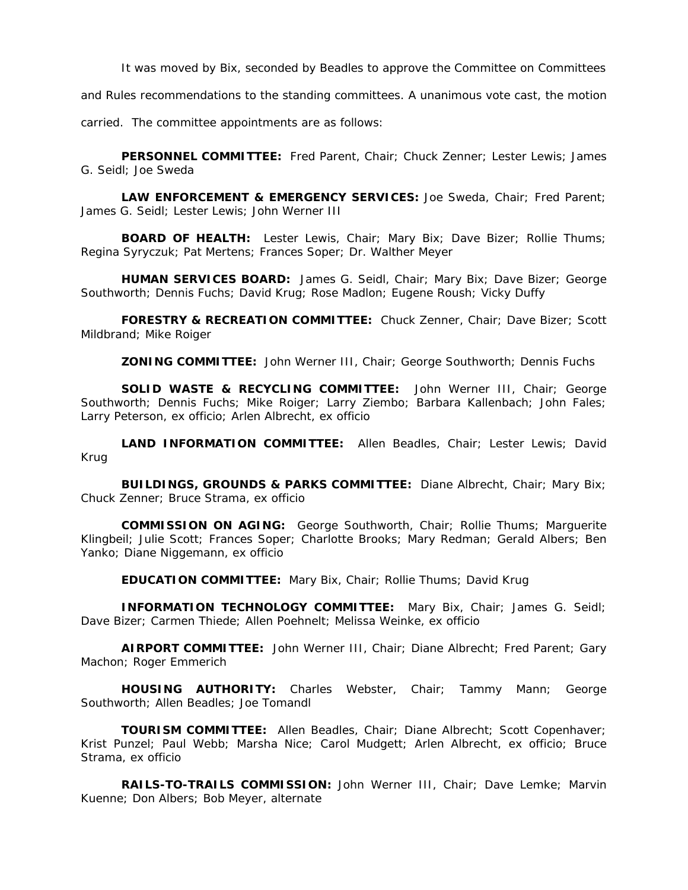It was moved by Bix, seconded by Beadles to approve the Committee on Committees and Rules recommendations to the standing committees. A unanimous vote cast, the motion carried. The committee appointments are as follows:

**PERSONNEL COMMITTEE:** Fred Parent, Chair; Chuck Zenner; Lester Lewis; James G. Seidl; Joe Sweda

**LAW ENFORCEMENT & EMERGENCY SERVICES:** Joe Sweda, Chair; Fred Parent; James G. Seidl; Lester Lewis; John Werner III

**BOARD OF HEALTH:** Lester Lewis, Chair; Mary Bix; Dave Bizer; Rollie Thums; Regina Syryczuk; Pat Mertens; Frances Soper; Dr. Walther Meyer

**HUMAN SERVICES BOARD:** James G. Seidl, Chair; Mary Bix; Dave Bizer; George Southworth; Dennis Fuchs; David Krug; Rose Madlon; Eugene Roush; Vicky Duffy

**FORESTRY & RECREATION COMMITTEE:** Chuck Zenner, Chair; Dave Bizer; Scott Mildbrand; Mike Roiger

**ZONING COMMITTEE:** John Werner III, Chair; George Southworth; Dennis Fuchs

**SOLID WASTE & RECYCLING COMMITTEE:** John Werner III, Chair; George Southworth; Dennis Fuchs; Mike Roiger; Larry Ziembo; Barbara Kallenbach; John Fales; Larry Peterson, ex officio; Arlen Albrecht, ex officio

**LAND INFORMATION COMMITTEE:** Allen Beadles, Chair; Lester Lewis; David Krug

**BUILDINGS, GROUNDS & PARKS COMMITTEE:** Diane Albrecht, Chair; Mary Bix; Chuck Zenner; Bruce Strama, ex officio

**COMMISSION ON AGING:** George Southworth, Chair; Rollie Thums; Marguerite Klingbeil; Julie Scott; Frances Soper; Charlotte Brooks; Mary Redman; Gerald Albers; Ben Yanko; Diane Niggemann, ex officio

**EDUCATION COMMITTEE:** Mary Bix, Chair; Rollie Thums; David Krug

**INFORMATION TECHNOLOGY COMMITTEE:** Mary Bix, Chair; James G. Seidl; Dave Bizer; Carmen Thiede; Allen Poehnelt; Melissa Weinke, ex officio

**AIRPORT COMMITTEE:** John Werner III, Chair; Diane Albrecht; Fred Parent; Gary Machon; Roger Emmerich

**HOUSING AUTHORITY:** Charles Webster, Chair; Tammy Mann; George Southworth; Allen Beadles; Joe Tomandl

**TOURISM COMMITTEE:** Allen Beadles, Chair; Diane Albrecht; Scott Copenhaver; Krist Punzel; Paul Webb; Marsha Nice; Carol Mudgett; Arlen Albrecht, ex officio; Bruce Strama, ex officio

**RAILS-TO-TRAILS COMMISSION:** John Werner III, Chair; Dave Lemke; Marvin Kuenne; Don Albers; Bob Meyer, alternate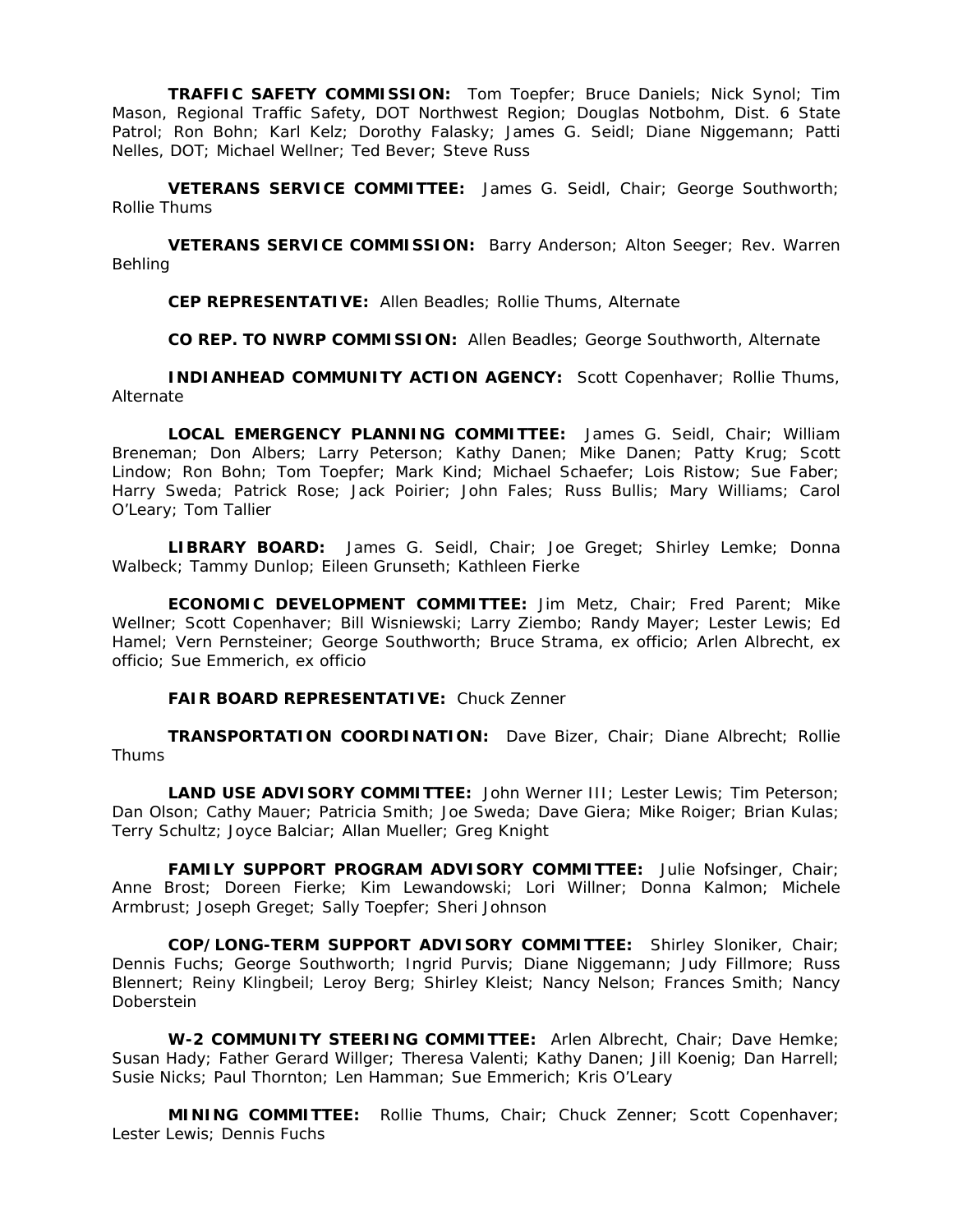**TRAFFIC SAFETY COMMISSION:** Tom Toepfer; Bruce Daniels; Nick Synol; Tim Mason, Regional Traffic Safety, DOT Northwest Region; Douglas Notbohm, Dist. 6 State Patrol; Ron Bohn; Karl Kelz; Dorothy Falasky; James G. Seidl; Diane Niggemann; Patti Nelles, DOT; Michael Wellner; Ted Bever; Steve Russ

**VETERANS SERVICE COMMITTEE:** James G. Seidl, Chair; George Southworth; Rollie Thums

**VETERANS SERVICE COMMISSION:** Barry Anderson; Alton Seeger; Rev. Warren Behling

**CEP REPRESENTATIVE:** Allen Beadles; Rollie Thums, Alternate

**CO REP. TO NWRP COMMISSION:** Allen Beadles; George Southworth, Alternate

**INDIANHEAD COMMUNITY ACTION AGENCY:** Scott Copenhaver; Rollie Thums, Alternate

**LOCAL EMERGENCY PLANNING COMMITTEE:** James G. Seidl, Chair; William Breneman; Don Albers; Larry Peterson; Kathy Danen; Mike Danen; Patty Krug; Scott Lindow; Ron Bohn; Tom Toepfer; Mark Kind; Michael Schaefer; Lois Ristow; Sue Faber; Harry Sweda; Patrick Rose; Jack Poirier; John Fales; Russ Bullis; Mary Williams; Carol O'Leary; Tom Tallier

**LIBRARY BOARD:** James G. Seidl, Chair; Joe Greget; Shirley Lemke; Donna Walbeck; Tammy Dunlop; Eileen Grunseth; Kathleen Fierke

**ECONOMIC DEVELOPMENT COMMITTEE:** Jim Metz, Chair; Fred Parent; Mike Wellner; Scott Copenhaver; Bill Wisniewski; Larry Ziembo; Randy Mayer; Lester Lewis; Ed Hamel; Vern Pernsteiner; George Southworth; Bruce Strama, ex officio; Arlen Albrecht, ex officio; Sue Emmerich, ex officio

**FAIR BOARD REPRESENTATIVE:** Chuck Zenner

**TRANSPORTATION COORDINATION:** Dave Bizer, Chair; Diane Albrecht; Rollie Thums

**LAND USE ADVISORY COMMITTEE:** John Werner III; Lester Lewis; Tim Peterson; Dan Olson; Cathy Mauer; Patricia Smith; Joe Sweda; Dave Giera; Mike Roiger; Brian Kulas; Terry Schultz; Joyce Balciar; Allan Mueller; Greg Knight

**FAMILY SUPPORT PROGRAM ADVISORY COMMITTEE:** Julie Nofsinger, Chair; Anne Brost; Doreen Fierke; Kim Lewandowski; Lori Willner; Donna Kalmon; Michele Armbrust; Joseph Greget; Sally Toepfer; Sheri Johnson

**COP/LONG-TERM SUPPORT ADVISORY COMMITTEE:** Shirley Sloniker, Chair; Dennis Fuchs; George Southworth; Ingrid Purvis; Diane Niggemann; Judy Fillmore; Russ Blennert; Reiny Klingbeil; Leroy Berg; Shirley Kleist; Nancy Nelson; Frances Smith; Nancy Doberstein

**W-2 COMMUNITY STEERING COMMITTEE:** Arlen Albrecht, Chair; Dave Hemke; Susan Hady; Father Gerard Willger; Theresa Valenti; Kathy Danen; Jill Koenig; Dan Harrell; Susie Nicks; Paul Thornton; Len Hamman; Sue Emmerich; Kris O'Leary

**MINING COMMITTEE:** Rollie Thums, Chair; Chuck Zenner; Scott Copenhaver; Lester Lewis; Dennis Fuchs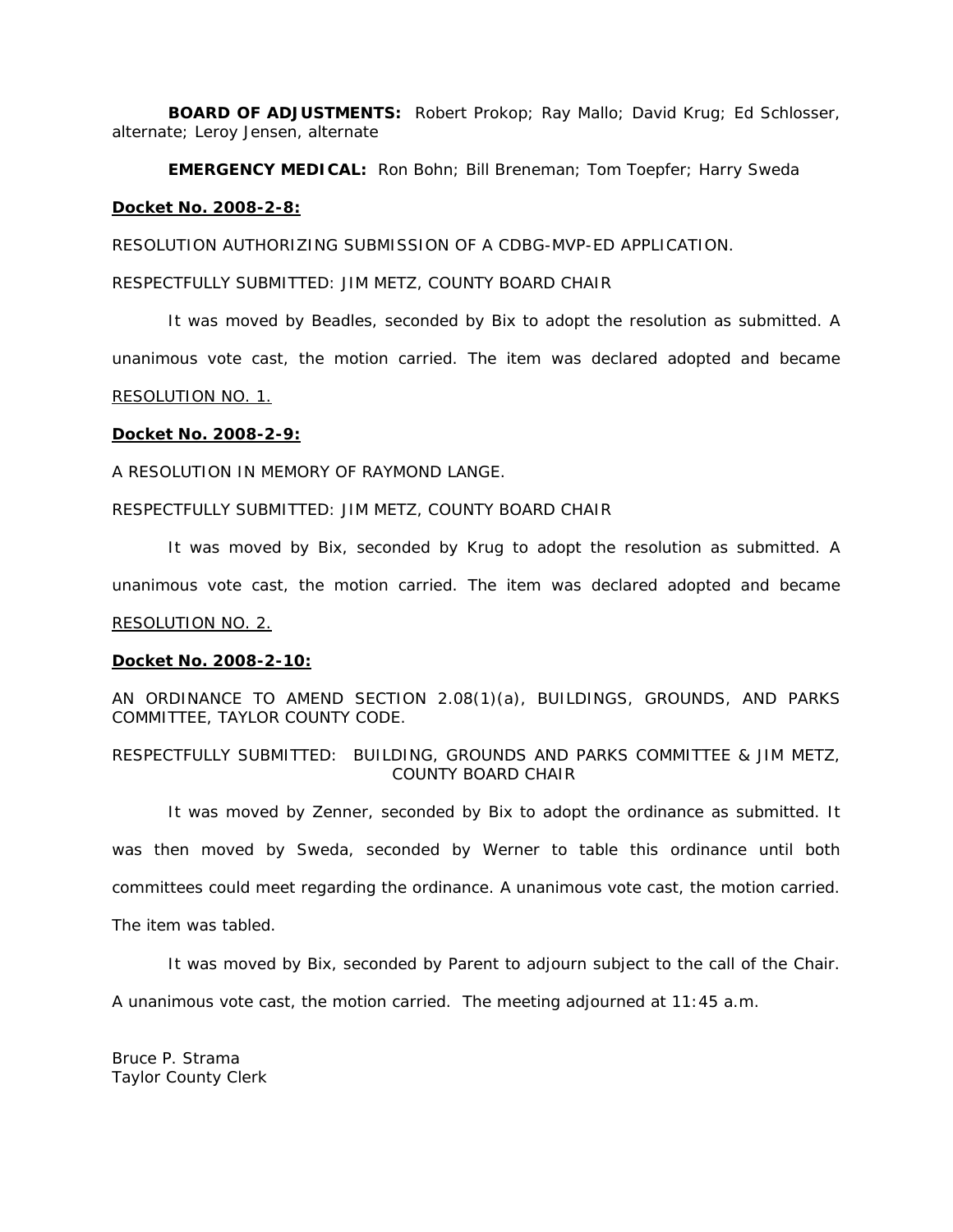**BOARD OF ADJUSTMENTS:** Robert Prokop; Ray Mallo; David Krug; Ed Schlosser, alternate; Leroy Jensen, alternate

**EMERGENCY MEDICAL:** Ron Bohn; Bill Breneman; Tom Toepfer; Harry Sweda

**Docket No. 2008-2-8:**

RESOLUTION AUTHORIZING SUBMISSION OF A CDBG-MVP-ED APPLICATION.

RESPECTFULLY SUBMITTED: JIM METZ, COUNTY BOARD CHAIR

It was moved by Beadles, seconded by Bix to adopt the resolution as submitted. A unanimous vote cast, the motion carried. The item was declared adopted and became RESOLUTION NO. 1.

**Docket No. 2008-2-9:**

A RESOLUTION IN MEMORY OF RAYMOND LANGE.

RESPECTFULLY SUBMITTED: JIM METZ, COUNTY BOARD CHAIR

It was moved by Bix, seconded by Krug to adopt the resolution as submitted. A unanimous vote cast, the motion carried. The item was declared adopted and became RESOLUTION NO. 2.

**Docket No. 2008-2-10:**

AN ORDINANCE TO AMEND SECTION 2.08(1)(a), BUILDINGS, GROUNDS, AND PARKS COMMITTEE, TAYLOR COUNTY CODE.

RESPECTFULLY SUBMITTED: BUILDING, GROUNDS AND PARKS COMMITTEE & JIM METZ, COUNTY BOARD CHAIR

It was moved by Zenner, seconded by Bix to adopt the ordinance as submitted. It was then moved by Sweda, seconded by Werner to table this ordinance until both committees could meet regarding the ordinance. A unanimous vote cast, the motion carried. The item was tabled.

It was moved by Bix, seconded by Parent to adjourn subject to the call of the Chair. A unanimous vote cast, the motion carried. The meeting adjourned at 11:45 a.m.

Bruce P. Strama
Taylor County Clerk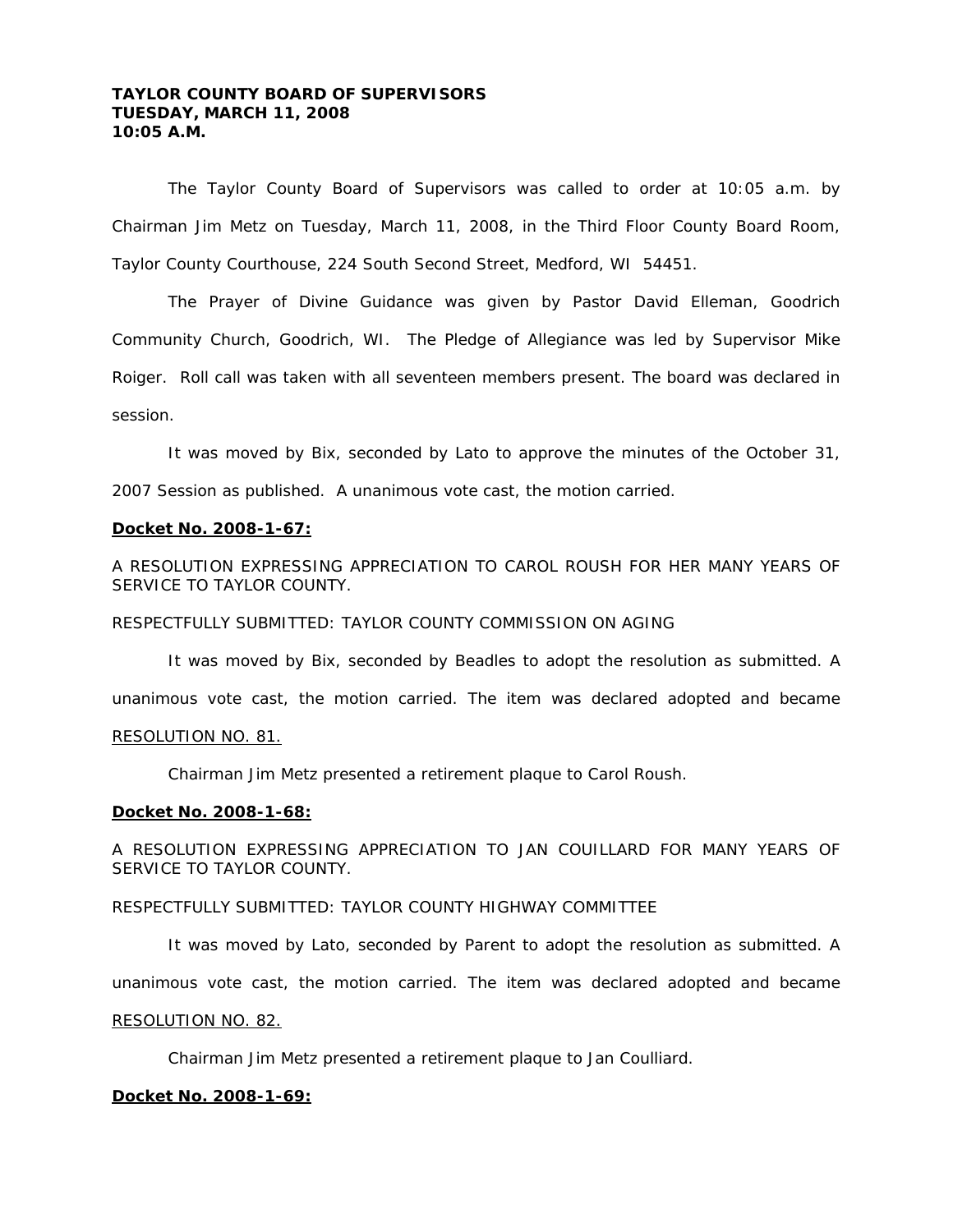**TAYLOR COUNTY BOARD OF SUPERVISORS**
**TUESDAY, MARCH 11, 2008**
**10:05 A.M.**

The Taylor County Board of Supervisors was called to order at 10:05 a.m. by Chairman Jim Metz on Tuesday, March 11, 2008, in the Third Floor County Board Room, Taylor County Courthouse, 224 South Second Street, Medford, WI 54451.

The Prayer of Divine Guidance was given by Pastor David Elleman, Goodrich Community Church, Goodrich, WI. The Pledge of Allegiance was led by Supervisor Mike Roiger. Roll call was taken with all seventeen members present. The board was declared in session.

It was moved by Bix, seconded by Lato to approve the minutes of the October 31, 2007 Session as published. A unanimous vote cast, the motion carried.

**Docket No. 2008-1-67:**

A RESOLUTION EXPRESSING APPRECIATION TO CAROL ROUSH FOR HER MANY YEARS OF SERVICE TO TAYLOR COUNTY.

RESPECTFULLY SUBMITTED: TAYLOR COUNTY COMMISSION ON AGING

It was moved by Bix, seconded by Beadles to adopt the resolution as submitted. A unanimous vote cast, the motion carried. The item was declared adopted and became RESOLUTION NO. 81.

Chairman Jim Metz presented a retirement plaque to Carol Roush.

**Docket No. 2008-1-68:**

A RESOLUTION EXPRESSING APPRECIATION TO JAN COUILLARD FOR MANY YEARS OF SERVICE TO TAYLOR COUNTY.

RESPECTFULLY SUBMITTED: TAYLOR COUNTY HIGHWAY COMMITTEE

It was moved by Lato, seconded by Parent to adopt the resolution as submitted. A unanimous vote cast, the motion carried. The item was declared adopted and became RESOLUTION NO. 82.

Chairman Jim Metz presented a retirement plaque to Jan Coulliard.

**Docket No. 2008-1-69:**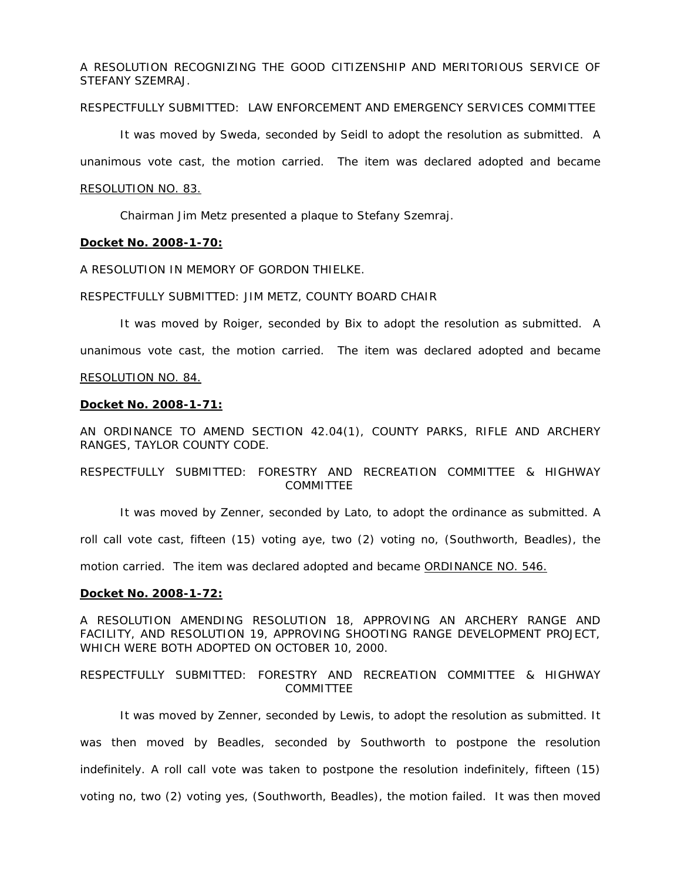A RESOLUTION RECOGNIZING THE GOOD CITIZENSHIP AND MERITORIOUS SERVICE OF STEFANY SZEMRAJ.

RESPECTFULLY SUBMITTED: LAW ENFORCEMENT AND EMERGENCY SERVICES COMMITTEE

It was moved by Sweda, seconded by Seidl to adopt the resolution as submitted. A unanimous vote cast, the motion carried. The item was declared adopted and became <u>RESOLUTION NO. 83.</u>

Chairman Jim Metz presented a plaque to Stefany Szemraj.

**Docket No. 2008-1-70:**

A RESOLUTION IN MEMORY OF GORDON THIELKE.

RESPECTFULLY SUBMITTED: JIM METZ, COUNTY BOARD CHAIR

It was moved by Roiger, seconded by Bix to adopt the resolution as submitted. A unanimous vote cast, the motion carried. The item was declared adopted and became <u>RESOLUTION NO. 84.</u>

**Docket No. 2008-1-71:**

AN ORDINANCE TO AMEND SECTION 42.04(1), COUNTY PARKS, RIFLE AND ARCHERY RANGES, TAYLOR COUNTY CODE.

RESPECTFULLY SUBMITTED: FORESTRY AND RECREATION COMMITTEE & HIGHWAY COMMITTEE

It was moved by Zenner, seconded by Lato, to adopt the ordinance as submitted. A roll call vote cast, fifteen (15) voting aye, two (2) voting no, (Southworth, Beadles), the motion carried. The item was declared adopted and became <u>ORDINANCE NO. 546.</u>

**Docket No. 2008-1-72:**

A RESOLUTION AMENDING RESOLUTION 18, APPROVING AN ARCHERY RANGE AND FACILITY, AND RESOLUTION 19, APPROVING SHOOTING RANGE DEVELOPMENT PROJECT, WHICH WERE BOTH ADOPTED ON OCTOBER 10, 2000.

RESPECTFULLY SUBMITTED: FORESTRY AND RECREATION COMMITTEE & HIGHWAY COMMITTEE

It was moved by Zenner, seconded by Lewis, to adopt the resolution as submitted. It was then moved by Beadles, seconded by Southworth to postpone the resolution indefinitely. A roll call vote was taken to postpone the resolution indefinitely, fifteen (15) voting no, two (2) voting yes, (Southworth, Beadles), the motion failed. It was then moved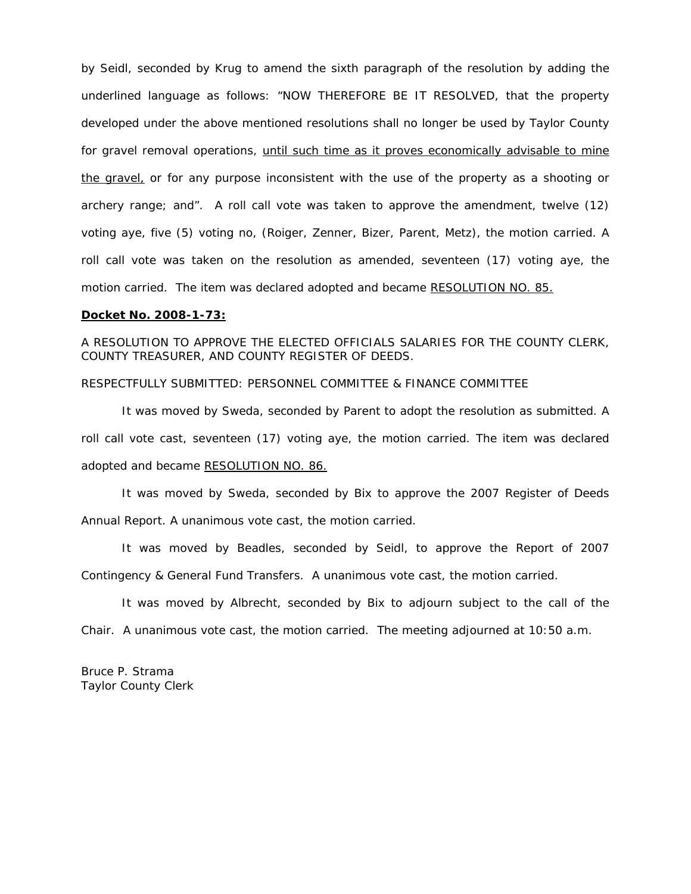by Seidl, seconded by Krug to amend the sixth paragraph of the resolution by adding the underlined language as follows: "NOW THEREFORE BE IT RESOLVED, that the property developed under the above mentioned resolutions shall no longer be used by Taylor County for gravel removal operations, <u>until such time as it proves economically advisable to mine the gravel,</u> or for any purpose inconsistent with the use of the property as a shooting or archery range; and". A roll call vote was taken to approve the amendment, twelve (12) voting aye, five (5) voting no, (Roiger, Zenner, Bizer, Parent, Metz), the motion carried. A roll call vote was taken on the resolution as amended, seventeen (17) voting aye, the motion carried. The item was declared adopted and became <u>RESOLUTION NO. 85.</u>

**<u>Docket No. 2008-1-73:</u>**

A RESOLUTION TO APPROVE THE ELECTED OFFICIALS SALARIES FOR THE COUNTY CLERK, COUNTY TREASURER, AND COUNTY REGISTER OF DEEDS.

RESPECTFULLY SUBMITTED: PERSONNEL COMMITTEE & FINANCE COMMITTEE

It was moved by Sweda, seconded by Parent to adopt the resolution as submitted. A roll call vote cast, seventeen (17) voting aye, the motion carried. The item was declared adopted and became <u>RESOLUTION NO. 86.</u>

It was moved by Sweda, seconded by Bix to approve the 2007 Register of Deeds Annual Report. A unanimous vote cast, the motion carried.

It was moved by Beadles, seconded by Seidl, to approve the Report of 2007 Contingency & General Fund Transfers. A unanimous vote cast, the motion carried.

It was moved by Albrecht, seconded by Bix to adjourn subject to the call of the Chair. A unanimous vote cast, the motion carried. The meeting adjourned at 10:50 a.m.

Bruce P. Strama
Taylor County Clerk